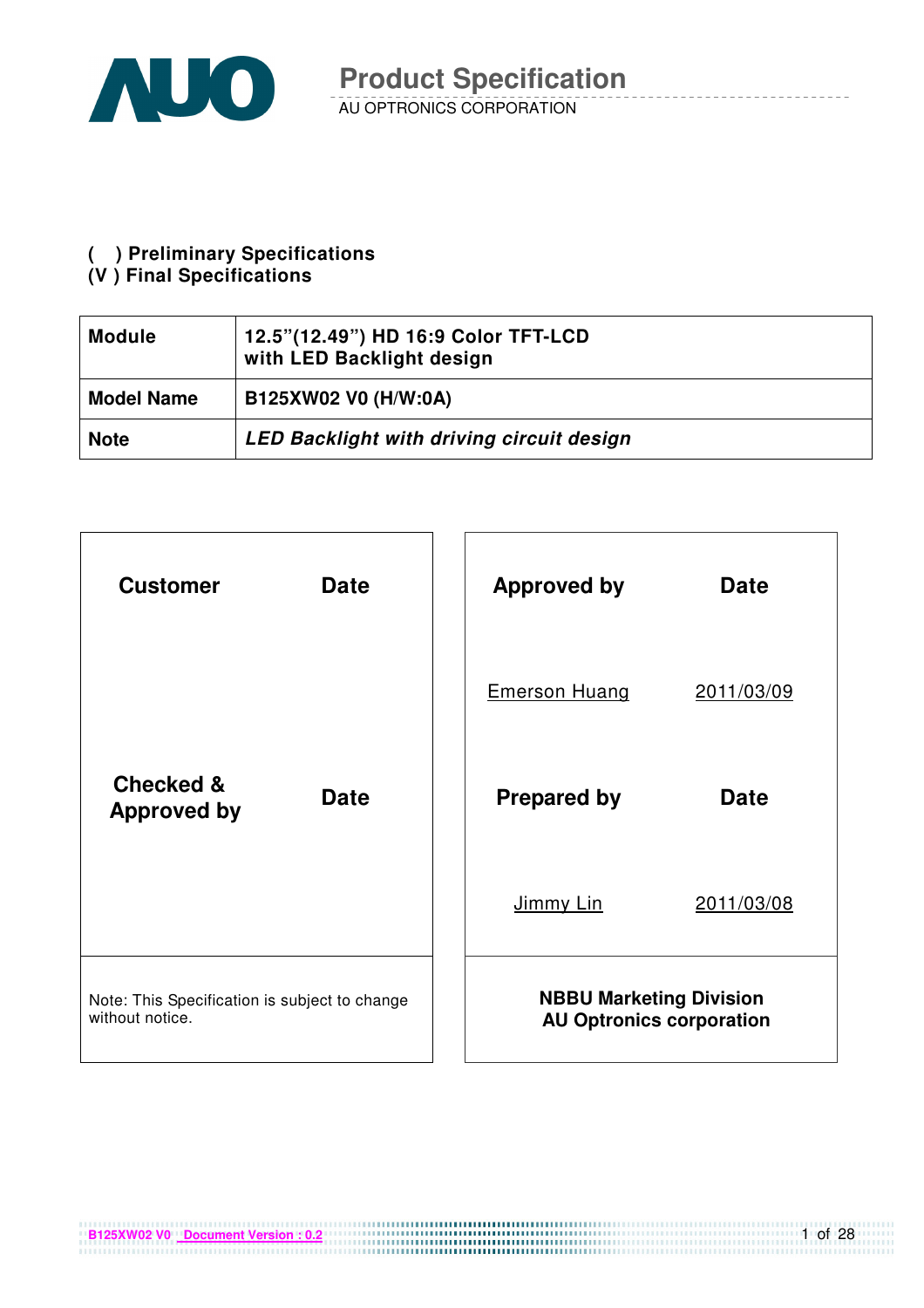# Product Specification

AU OPTRONICS CORPORATION

( ) Preliminary Specifications
(V ) Final Specifications

| Module | 12.5"(12.49") HD 16:9 Color TFT-LCD with LED Backlight design |
|---|---|
| Model Name | B125XW02 V0 (H/W:0A) |
| Note | *LED Backlight with driving circuit design* |

| Customer | Date |
|---|---|
| | |
| Checked & Approved by | Date |
| | |

Note: This Specification is subject to change without notice.

| Approved by | Date |
|---|---|
| Emerson Huang | 2011/03/09 |
| Prepared by | Date |
| Jimmy Lin | 2011/03/08 |

**NBBU Marketing Division**
**AU Optronics corporation**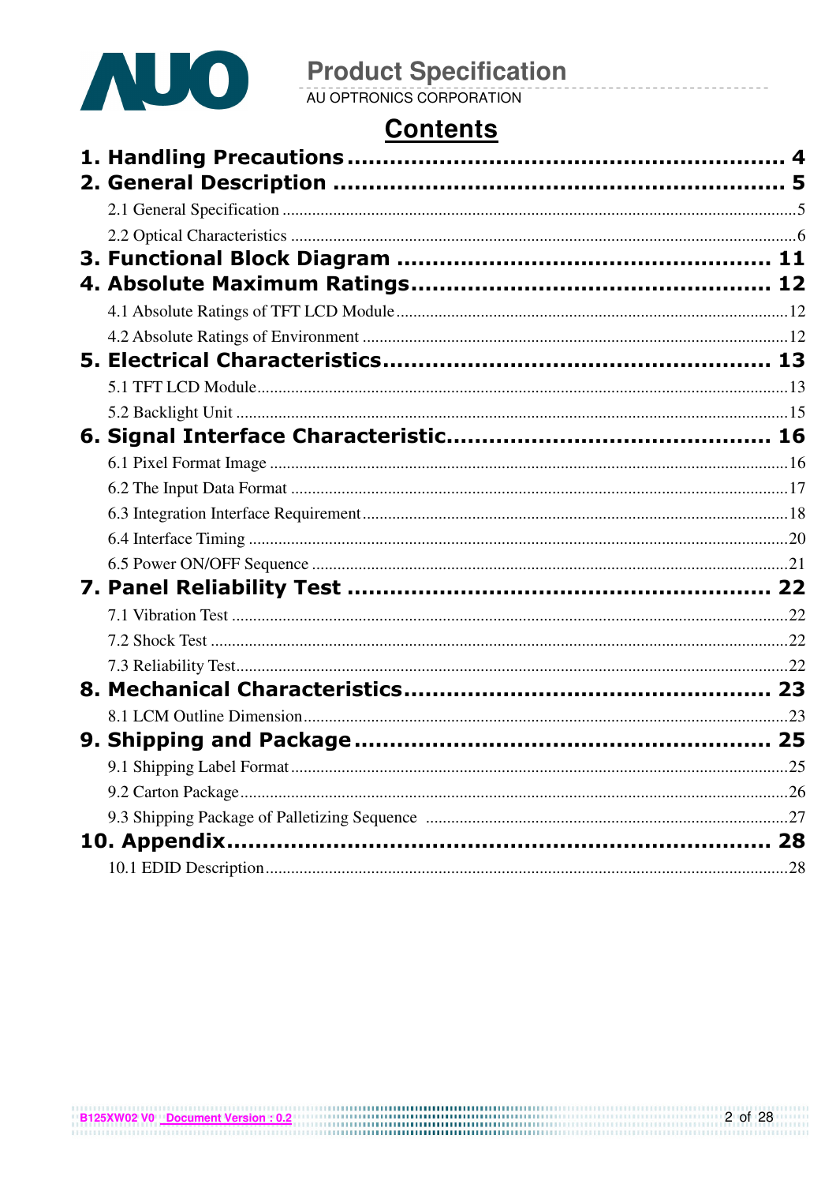# Contents

**1. Handling Precautions ........................................................ 4**

**2. General Description ........................................................ 5**

- 2.1 General Specification ........................................................ 5
- 2.2 Optical Characteristics ........................................................ 6

**3. Functional Block Diagram ........................................................ 11**

**4. Absolute Maximum Ratings ........................................................ 12**

- 4.1 Absolute Ratings of TFT LCD Module ........................................................ 12
- 4.2 Absolute Ratings of Environment ........................................................ 12

**5. Electrical Characteristics ........................................................ 13**

- 5.1 TFT LCD Module ........................................................ 13
- 5.2 Backlight Unit ........................................................ 15

**6. Signal Interface Characteristic ........................................................ 16**

- 6.1 Pixel Format Image ........................................................ 16
- 6.2 The Input Data Format ........................................................ 17
- 6.3 Integration Interface Requirement ........................................................ 18
- 6.4 Interface Timing ........................................................ 20
- 6.5 Power ON/OFF Sequence ........................................................ 21

**7. Panel Reliability Test ........................................................ 22**

- 7.1 Vibration Test ........................................................ 22
- 7.2 Shock Test ........................................................ 22
- 7.3 Reliability Test ........................................................ 22

**8. Mechanical Characteristics ........................................................ 23**

- 8.1 LCM Outline Dimension ........................................................ 23

**9. Shipping and Package ........................................................ 25**

- 9.1 Shipping Label Format ........................................................ 25
- 9.2 Carton Package ........................................................ 26
- 9.3 Shipping Package of Palletizing Sequence ........................................................ 27

**10. Appendix ........................................................ 28**

- 10.1 EDID Description ........................................................ 28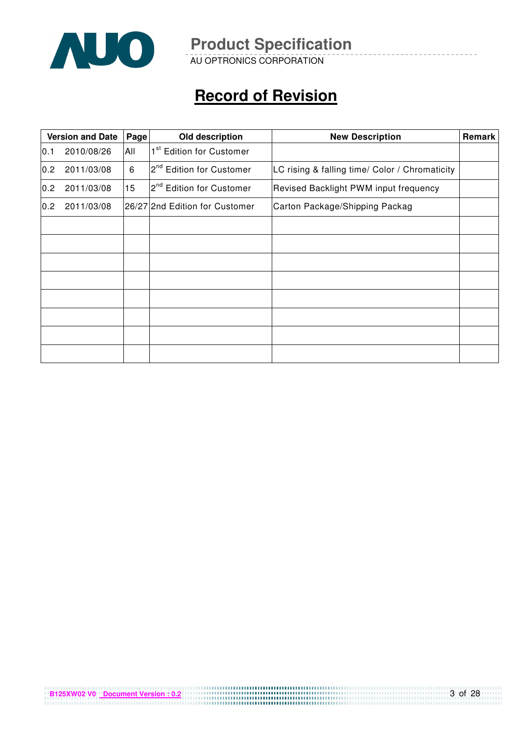# Record of Revision

| Version and Date | | Page | Old description | New Description | Remark |
|---|---|---|---|---|---|
| 0.1 | 2010/08/26 | All | 1st Edition for Customer | | |
| 0.2 | 2011/03/08 | 6 | 2nd Edition for Customer | LC rising & falling time/ Color / Chromaticity | |
| 0.2 | 2011/03/08 | 15 | 2nd Edition for Customer | Revised Backlight PWM input frequency | |
| 0.2 | 2011/03/08 | 26/27 | 2nd Edition for Customer | Carton Package/Shipping Packag | |
| | | | | | |
| | | | | | |
| | | | | | |
| | | | | | |
| | | | | | |
| | | | | | |
| | | | | | |
| | | | | | |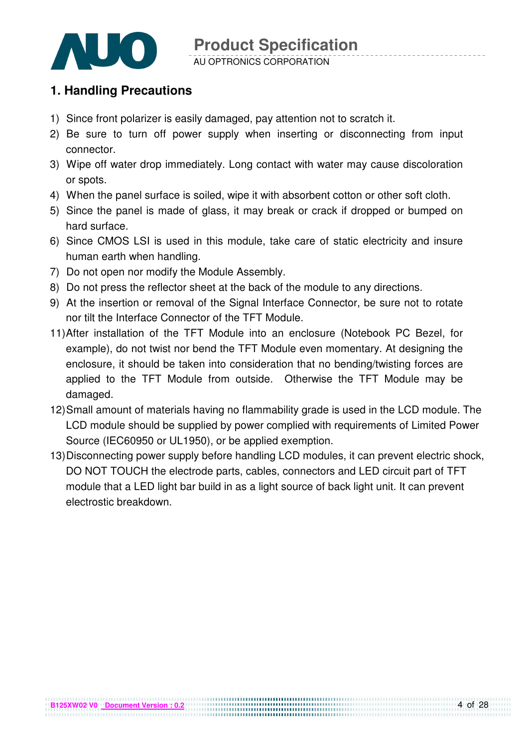## 1. Handling Precautions

1) Since front polarizer is easily damaged, pay attention not to scratch it.
2) Be sure to turn off power supply when inserting or disconnecting from input connector.
3) Wipe off water drop immediately. Long contact with water may cause discoloration or spots.
4) When the panel surface is soiled, wipe it with absorbent cotton or other soft cloth.
5) Since the panel is made of glass, it may break or crack if dropped or bumped on hard surface.
6) Since CMOS LSI is used in this module, take care of static electricity and insure human earth when handling.
7) Do not open nor modify the Module Assembly.
8) Do not press the reflector sheet at the back of the module to any directions.
9) At the insertion or removal of the Signal Interface Connector, be sure not to rotate nor tilt the Interface Connector of the TFT Module.

11) After installation of the TFT Module into an enclosure (Notebook PC Bezel, for example), do not twist nor bend the TFT Module even momentary. At designing the enclosure, it should be taken into consideration that no bending/twisting forces are applied to the TFT Module from outside. Otherwise the TFT Module may be damaged.
12) Small amount of materials having no flammability grade is used in the LCD module. The LCD module should be supplied by power complied with requirements of Limited Power Source (IEC60950 or UL1950), or be applied exemption.
13) Disconnecting power supply before handling LCD modules, it can prevent electric shock, DO NOT TOUCH the electrode parts, cables, connectors and LED circuit part of TFT module that a LED light bar build in as a light source of back light unit. It can prevent electrostic breakdown.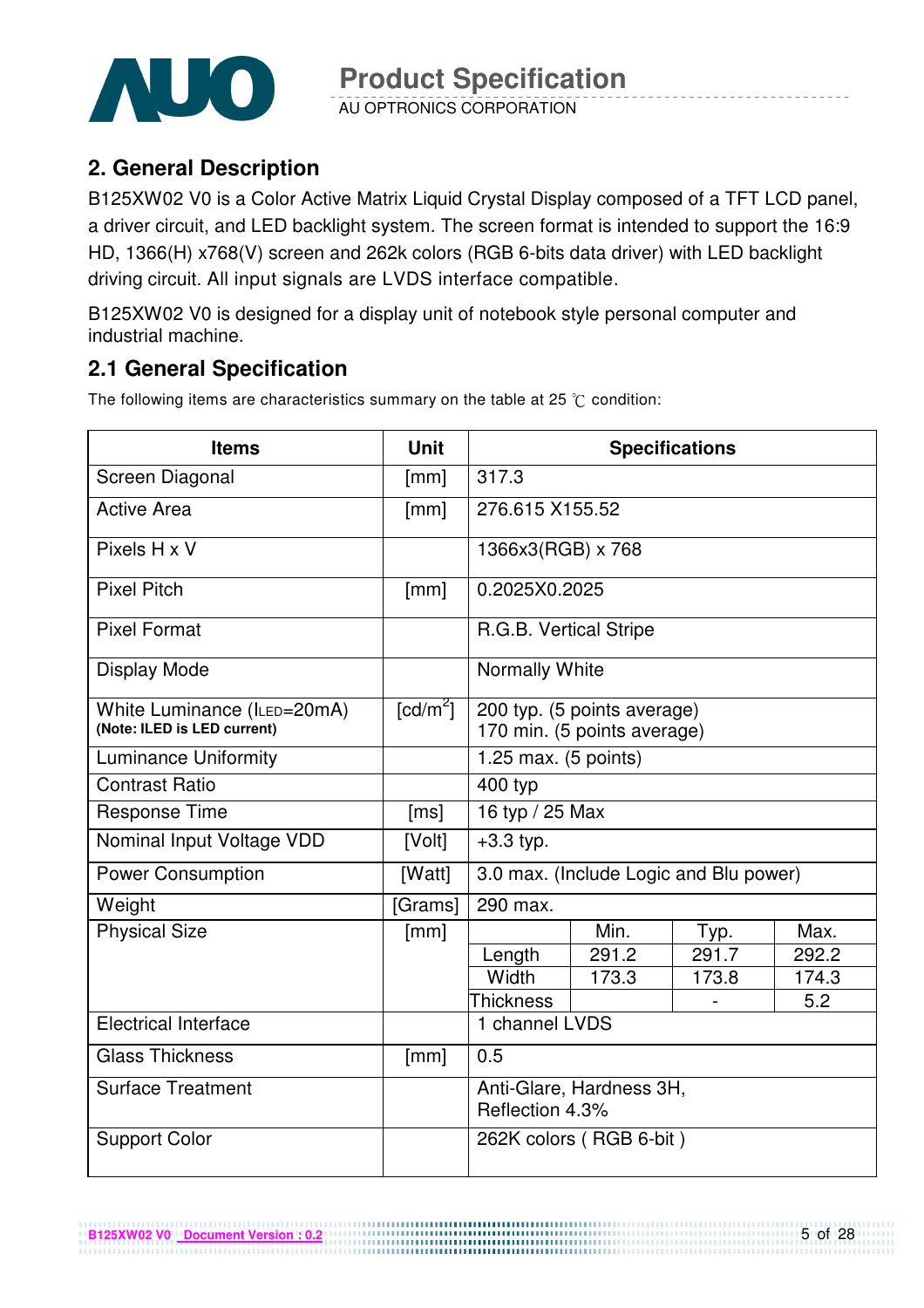## 2. General Description

B125XW02 V0 is a Color Active Matrix Liquid Crystal Display composed of a TFT LCD panel, a driver circuit, and LED backlight system. The screen format is intended to support the 16:9 HD, 1366(H) x768(V) screen and 262k colors (RGB 6-bits data driver) with LED backlight driving circuit. All input signals are LVDS interface compatible.

B125XW02 V0 is designed for a display unit of notebook style personal computer and industrial machine.

## 2.1 General Specification

The following items are characteristics summary on the table at 25 ℃ condition:

| Items | Unit | Specifications | | | |
|---|---|---|---|---|---|
| Screen Diagonal | [mm] | 317.3 | | | |
| Active Area | [mm] | 276.615 X155.52 | | | |
| Pixels H x V | | 1366x3(RGB) x 768 | | | |
| Pixel Pitch | [mm] | 0.2025X0.2025 | | | |
| Pixel Format | | R.G.B. Vertical Stripe | | | |
| Display Mode | | Normally White | | | |
| White Luminance ($I_{LED}$=20mA) **(Note: ILED is LED current)** | [cd/m$^2$] | 200 typ. (5 points average) 170 min. (5 points average) | | | |
| Luminance Uniformity | | 1.25 max. (5 points) | | | |
| Contrast Ratio | | 400 typ | | | |
| Response Time | [ms] | 16 typ / 25 Max | | | |
| Nominal Input Voltage VDD | [Volt] | +3.3 typ. | | | |
| Power Consumption | [Watt] | 3.0 max. (Include Logic and Blu power) | | | |
| Weight | [Grams] | 290 max. | | | |
| Physical Size | [mm] | | Min. | Typ. | Max. |
| | | Length | 291.2 | 291.7 | 292.2 |
| | | Width | 173.3 | 173.8 | 174.3 |
| | | Thickness | | - | 5.2 |
| Electrical Interface | | 1 channel LVDS | | | |
| Glass Thickness | [mm] | 0.5 | | | |
| Surface Treatment | | Anti-Glare, Hardness 3H, Reflection 4.3% | | | |
| Support Color | | 262K colors ( RGB 6-bit ) | | | |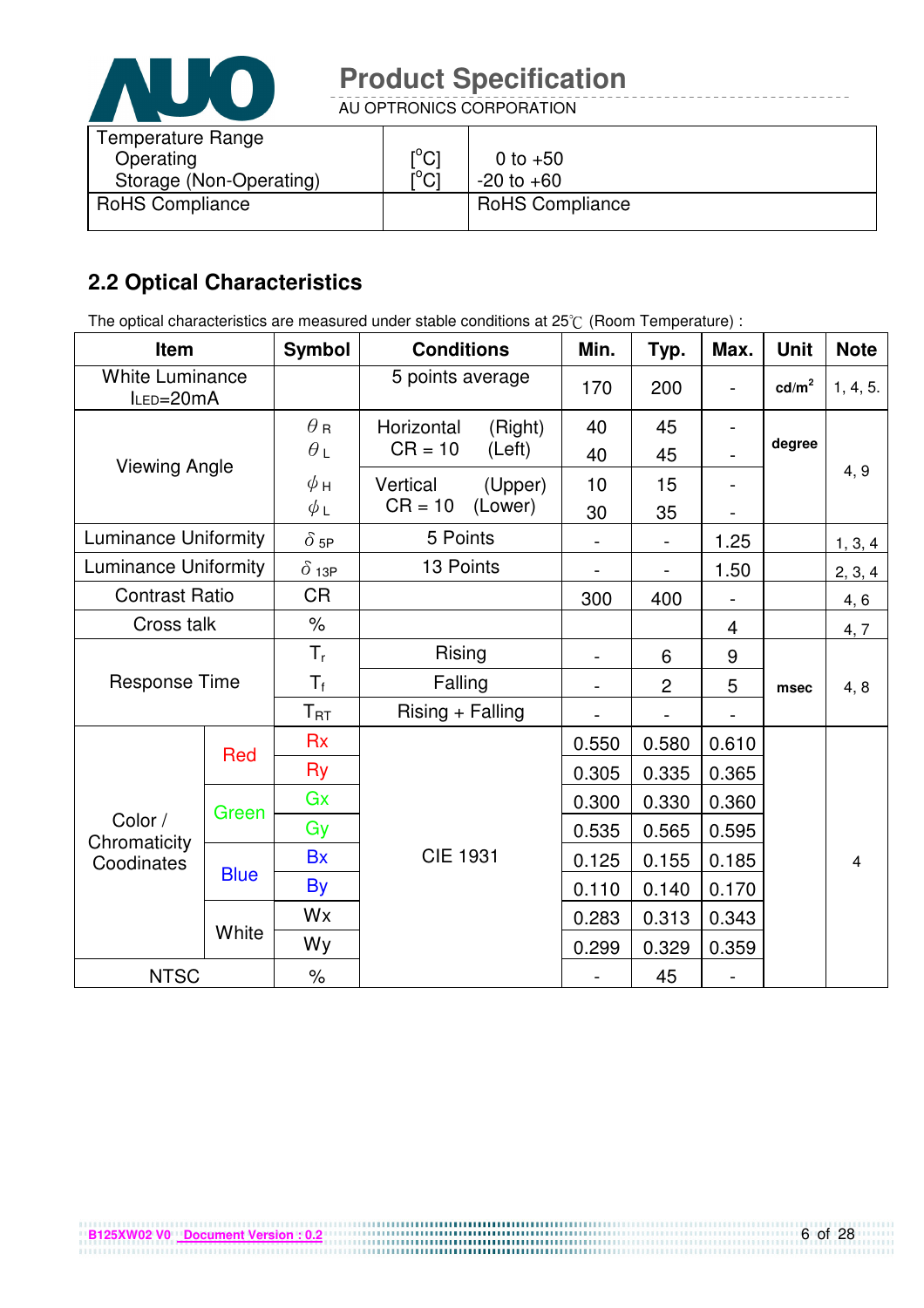| Temperature Range | | |
|---|---|---|
| Operating | [°C] | 0 to +50 |
| Storage (Non-Operating) | [°C] | -20 to +60 |
| RoHS Compliance | | RoHS Compliance |

## 2.2 Optical Characteristics

The optical characteristics are measured under stable conditions at 25℃ (Room Temperature) :

| Item | | Symbol | Conditions | Min. | Typ. | Max. | Unit | Note |
|---|---|---|---|---|---|---|---|---|
| White Luminance $I_{LED}$=20mA | | | 5 points average | 170 | 200 | - | cd/m$^2$ | 1, 4, 5. |
| Viewing Angle | | $\theta_R$ | Horizontal (Right) CR = 10 | 40 | 45 | - | degree | 4, 9 |
| | | $\theta_L$ | (Left) | 40 | 45 | - | | |
| | | $\phi_H$ | Vertical (Upper) CR = 10 | 10 | 15 | - | | |
| | | $\phi_L$ | (Lower) | 30 | 35 | - | | |
| Luminance Uniformity | | $\delta_{5P}$ | 5 Points | - | - | 1.25 | | 1, 3, 4 |
| Luminance Uniformity | | $\delta_{13P}$ | 13 Points | - | - | 1.50 | | 2, 3, 4 |
| Contrast Ratio | | CR | | 300 | 400 | - | | 4, 6 |
| Cross talk | | % | | | | 4 | | 4, 7 |
| Response Time | | $T_r$ | Rising | - | 6 | 9 | msec | 4, 8 |
| | | $T_f$ | Falling | - | 2 | 5 | | |
| | | $T_{RT}$ | Rising + Falling | - | - | - | | |
| Color / Chromaticity Coodinates | Red | Rx | CIE 1931 | 0.550 | 0.580 | 0.610 | | 4 |
| | | Ry | | 0.305 | 0.335 | 0.365 | | |
| | Green | Gx | | 0.300 | 0.330 | 0.360 | | |
| | | Gy | | 0.535 | 0.565 | 0.595 | | |
| | Blue | Bx | | 0.125 | 0.155 | 0.185 | | |
| | | By | | 0.110 | 0.140 | 0.170 | | |
| | White | Wx | | 0.283 | 0.313 | 0.343 | | |
| | | Wy | | 0.299 | 0.329 | 0.359 | | |
| NTSC | | % | | - | 45 | - | | |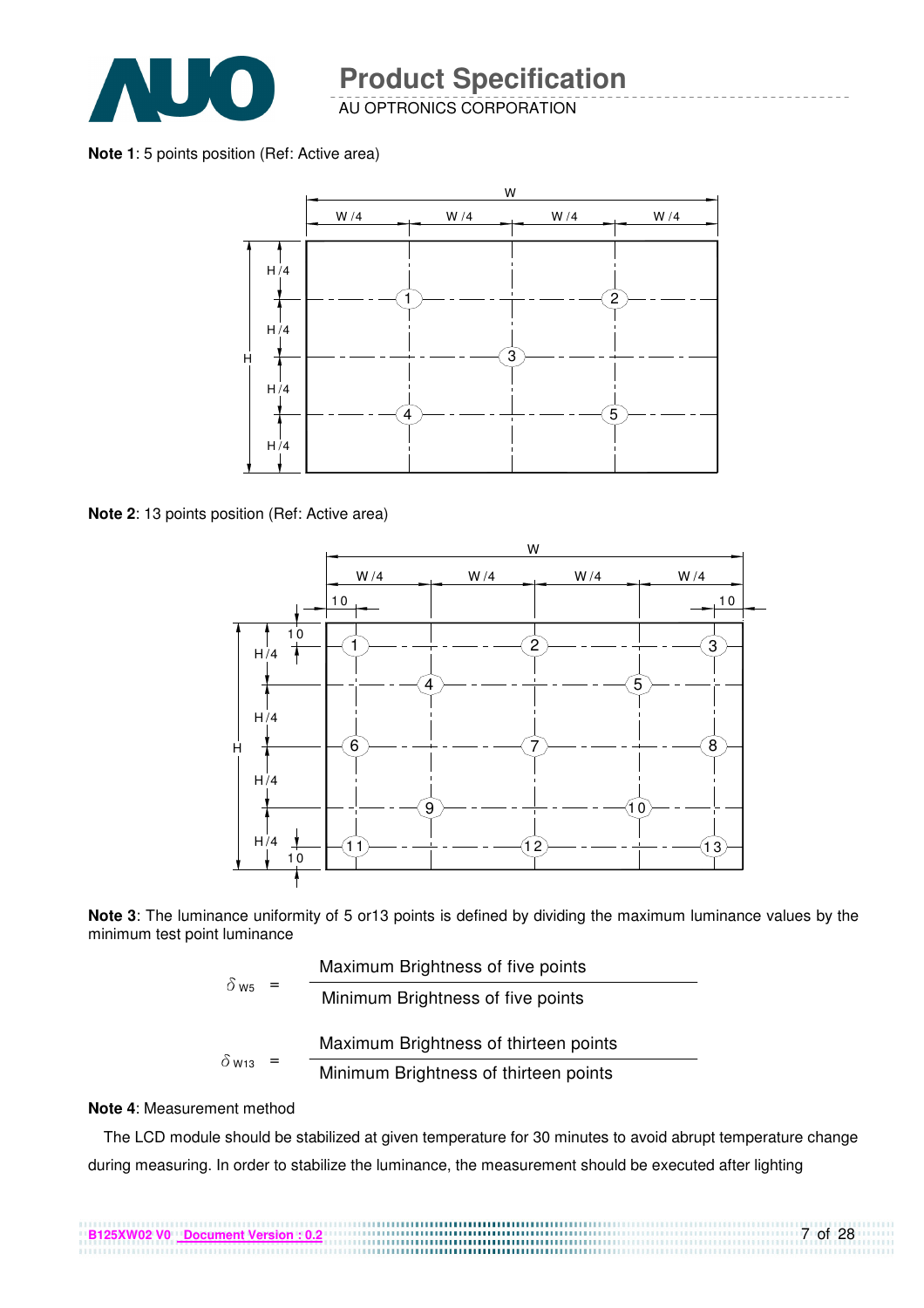**Note 1**: 5 points position (Ref: Active area)

**Note 2**: 13 points position (Ref: Active area)

**Note 3**: The luminance uniformity of 5 or13 points is defined by dividing the maximum luminance values by the minimum test point luminance

$$\delta_{W5} = \frac{\text{Maximum Brightness of five points}}{\text{Minimum Brightness of five points}}$$

$$\delta_{W13} = \frac{\text{Maximum Brightness of thirteen points}}{\text{Minimum Brightness of thirteen points}}$$

**Note 4**: Measurement method

The LCD module should be stabilized at given temperature for 30 minutes to avoid abrupt temperature change during measuring. In order to stabilize the luminance, the measurement should be executed after lighting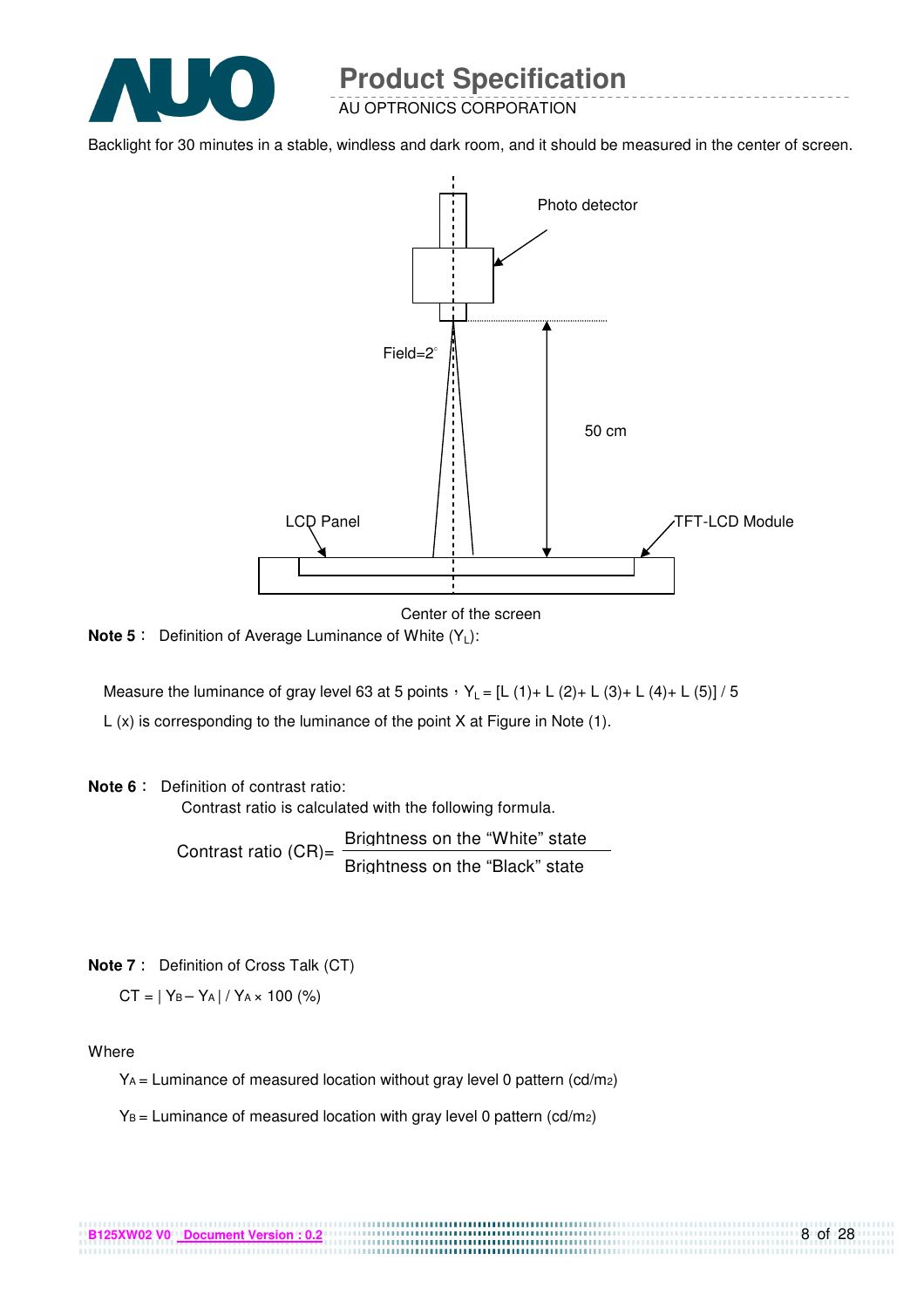Backlight for 30 minutes in a stable, windless and dark room, and it should be measured in the center of screen.

Photo detector

Field=2°

50 cm

LCD Panel

TFT-LCD Module

Center of the screen

**Note 5：** Definition of Average Luminance of White ($Y_L$):

Measure the luminance of gray level 63 at 5 points，$Y_L = [L (1)+ L (2)+ L (3)+ L (4)+ L (5)] / 5$

L (x) is corresponding to the luminance of the point X at Figure in Note (1).

**Note 6：** Definition of contrast ratio:

Contrast ratio is calculated with the following formula.

$$\text{Contrast ratio (CR)} = \frac{\text{Brightness on the "White" state}}{\text{Brightness on the "Black" state}}$$

**Note 7：** Definition of Cross Talk (CT)

$CT = | Y_B - Y_A | / Y_A \times 100\ (\%)$

Where

$Y_A$ = Luminance of measured location without gray level 0 pattern ($cd/m^2$)

$Y_B$ = Luminance of measured location with gray level 0 pattern ($cd/m^2$)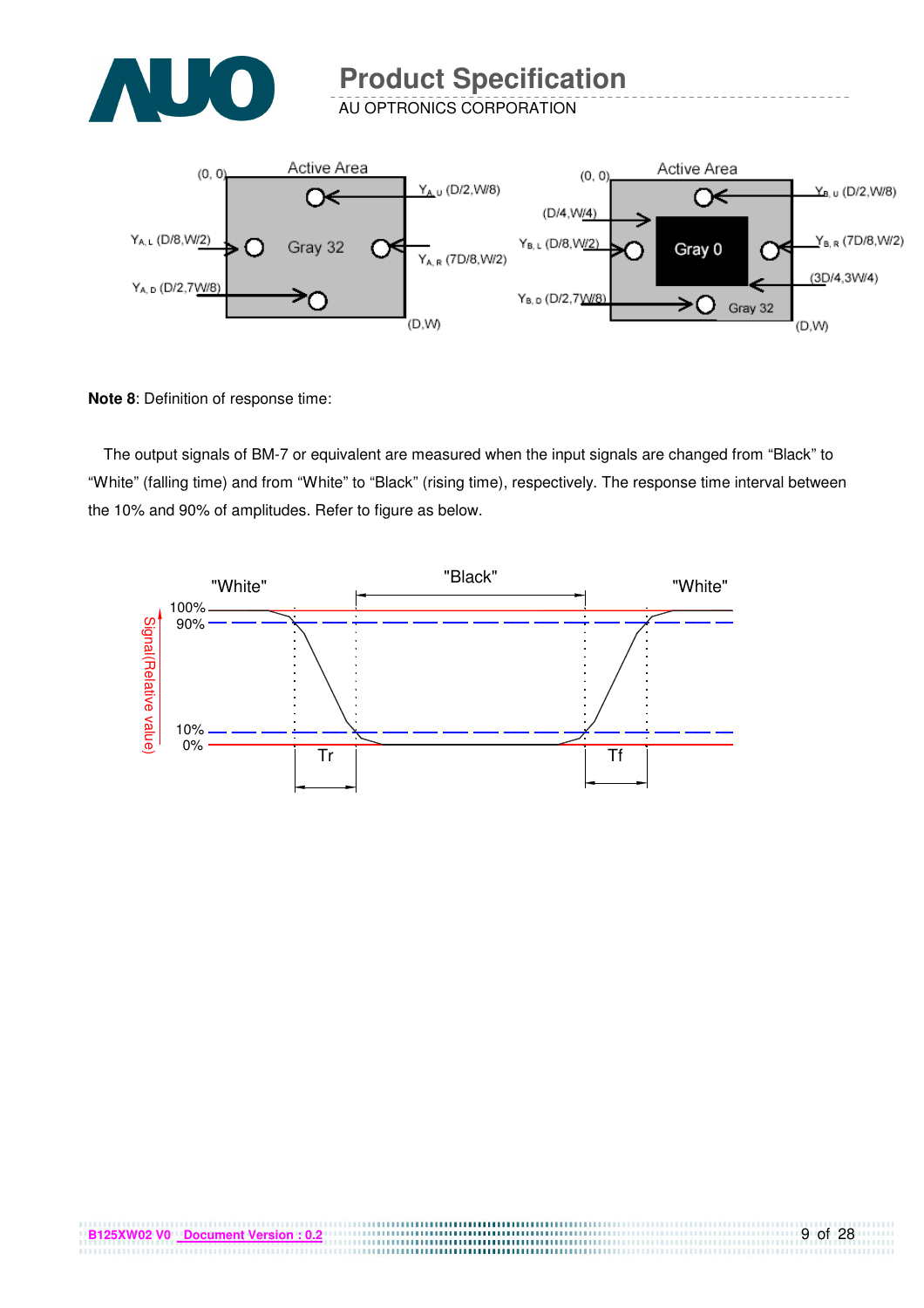**Note 8**: Definition of response time:

The output signals of BM-7 or equivalent are measured when the input signals are changed from “Black” to “White” (falling time) and from “White” to “Black” (rising time), respectively. The response time interval between the 10% and 90% of amplitudes. Refer to figure as below.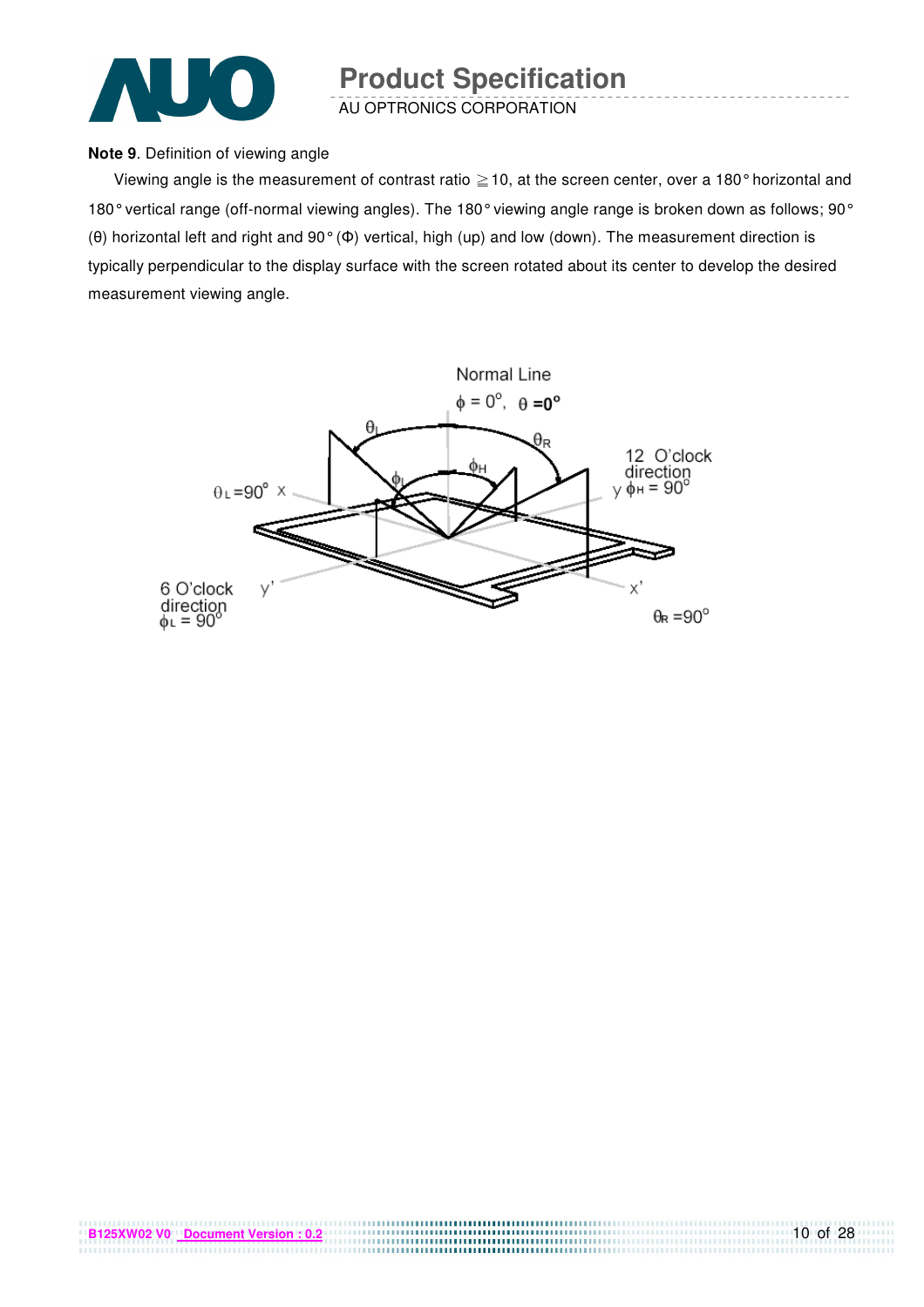**Note 9**. Definition of viewing angle

Viewing angle is the measurement of contrast ratio ≧10, at the screen center, over a 180° horizontal and 180° vertical range (off-normal viewing angles). The 180° viewing angle range is broken down as follows; 90° (θ) horizontal left and right and 90° (Φ) vertical, high (up) and low (down). The measurement direction is typically perpendicular to the display surface with the screen rotated about its center to develop the desired measurement viewing angle.

Normal Line

$\phi = 0^o$, $\theta = 0^o$

$\theta_L = 90^o$ x

12 O'clock direction y $\phi_H = 90^o$

6 O'clock direction $\phi_L = 90^o$

$\theta_R = 90^o$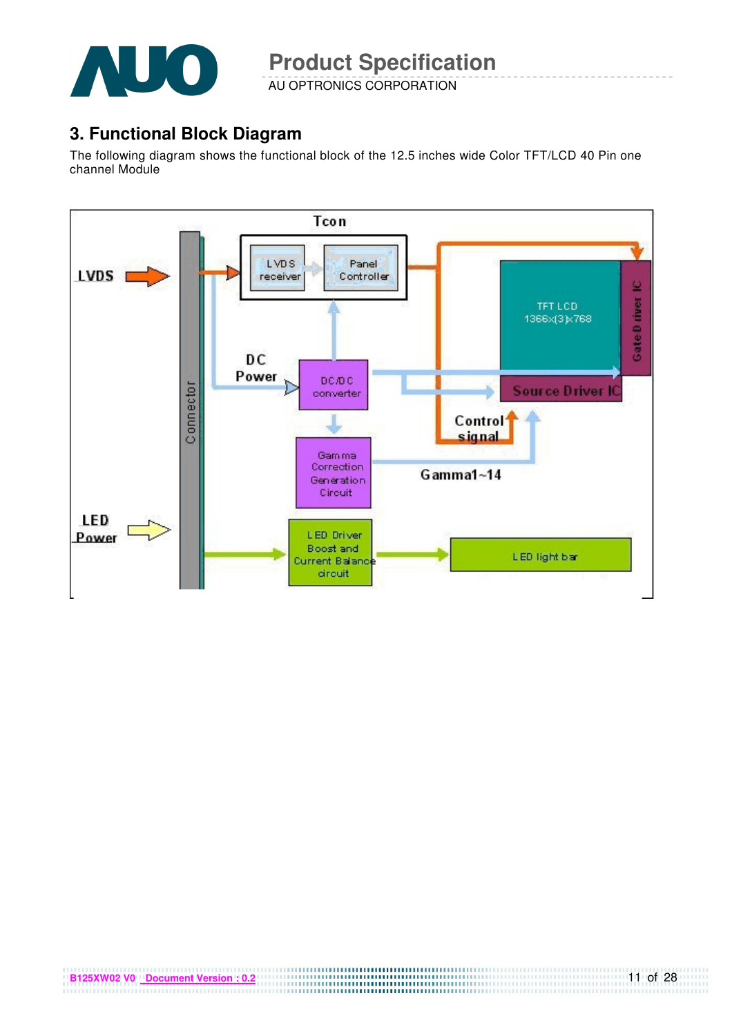## 3. Functional Block Diagram

The following diagram shows the functional block of the 12.5 inches wide Color TFT/LCD 40 Pin one channel Module

Tcon

LVDS

LVDS receiver

Panel Controller

TFT LCD 1366x(3)x768

Gate Driver IC

Connector

DC Power

DC/DC converter

Source Driver IC

Control signal

Gamma Correction Generation Circuit

Gamma1~14

LED Power

LED Driver Boost and Current Balance circuit

LED light bar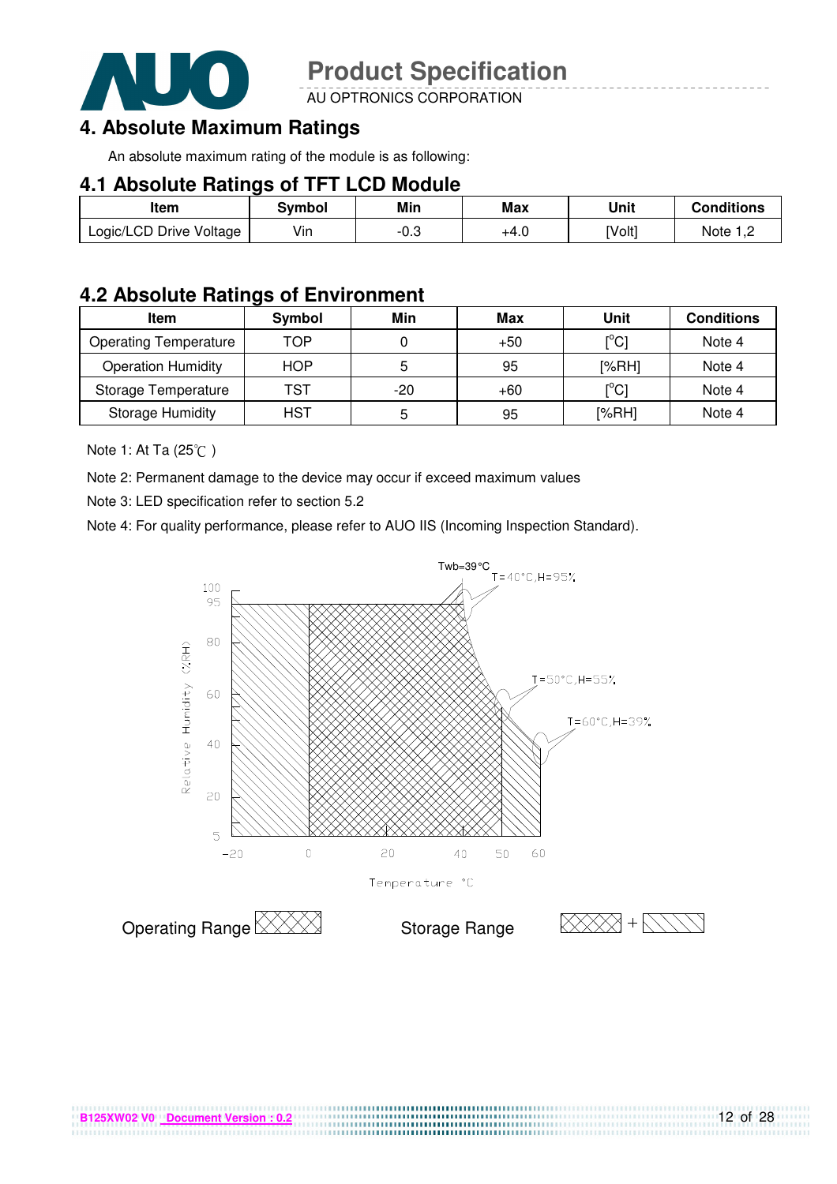## 4. Absolute Maximum Ratings

An absolute maximum rating of the module is as following:

### 4.1 Absolute Ratings of TFT LCD Module

| Item | Symbol | Min | Max | Unit | Conditions |
|---|---|---|---|---|---|
| Logic/LCD Drive Voltage | Vin | -0.3 | +4.0 | [Volt] | Note 1,2 |

### 4.2 Absolute Ratings of Environment

| Item | Symbol | Min | Max | Unit | Conditions |
|---|---|---|---|---|---|
| Operating Temperature | TOP | 0 | +50 | [°C] | Note 4 |
| Operation Humidity | HOP | 5 | 95 | [%RH] | Note 4 |
| Storage Temperature | TST | -20 | +60 | [°C] | Note 4 |
| Storage Humidity | HST | 5 | 95 | [%RH] | Note 4 |

Note 1: At Ta (25℃ )

Note 2: Permanent damage to the device may occur if exceed maximum values

Note 3: LED specification refer to section 5.2

Note 4: For quality performance, please refer to AUO IIS (Incoming Inspection Standard).

Twb=39°C

T=40°C,H=95%

T=50°C,H=55%

T=60°C,H=39%

Relative Humidity (%RH)

Temperature °C

Operating Range

Storage Range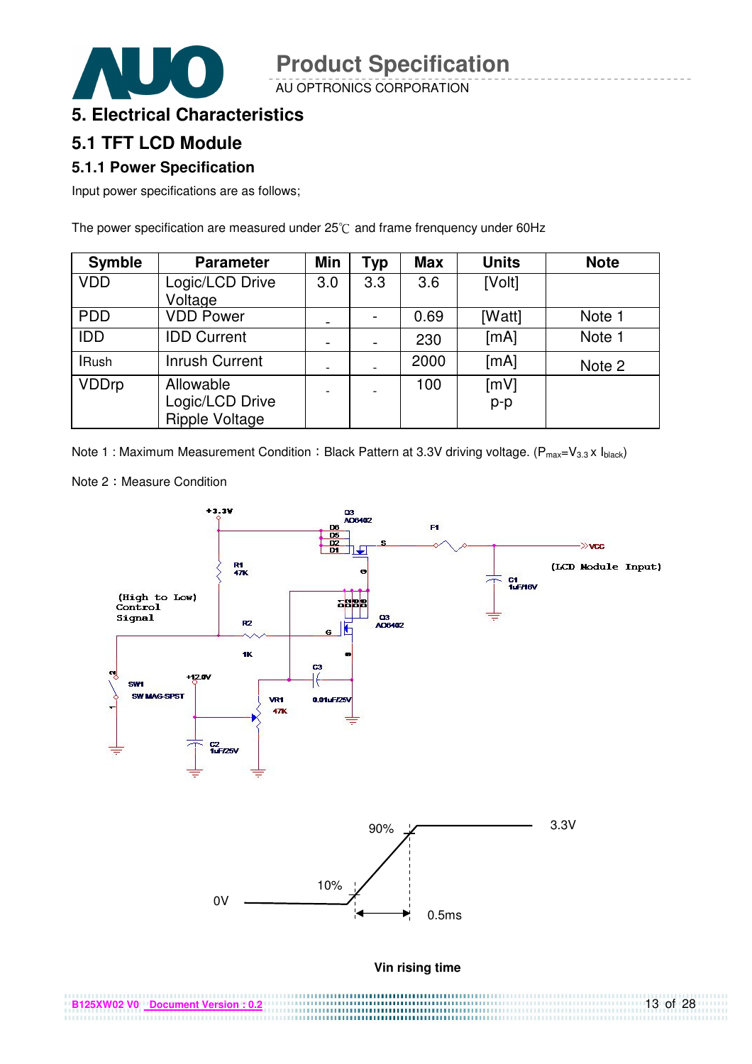# 5. Electrical Characteristics

## 5.1 TFT LCD Module

### 5.1.1 Power Specification

Input power specifications are as follows;

The power specification are measured under 25℃ and frame frenquency under 60Hz

| Symble | Parameter | Min | Typ | Max | Units | Note |
|---|---|---|---|---|---|---|
| VDD | Logic/LCD Drive Voltage | 3.0 | 3.3 | 3.6 | [Volt] | |
| PDD | VDD Power | - | - | 0.69 | [Watt] | Note 1 |
| IDD | IDD Current | - | - | 230 | [mA] | Note 1 |
| IRush | Inrush Current | - | - | 2000 | [mA] | Note 2 |
| VDDrp | Allowable Logic/LCD Drive Ripple Voltage | - | - | 100 | [mV] p-p | |

Note 1 : Maximum Measurement Condition：Black Pattern at 3.3V driving voltage. ($P_{max}=V_{3.3} \times I_{black}$)

Note 2：Measure Condition

+3.3V, Q3 AO6402, D6, D5, D2, D1, S, F1, VCC, (LCD Module Input), R1 47K, G, C1 1uF/16V, (High to Low) Control Signal, R2, 1K, Q3 AO6402, C3, SW1 SW MAG-SPST, +12.0V, VR1 47K, 0.01uF/25V, C2 1uF/25V

90%, 3.3V, 10%, 0V, 0.5ms

**Vin rising time**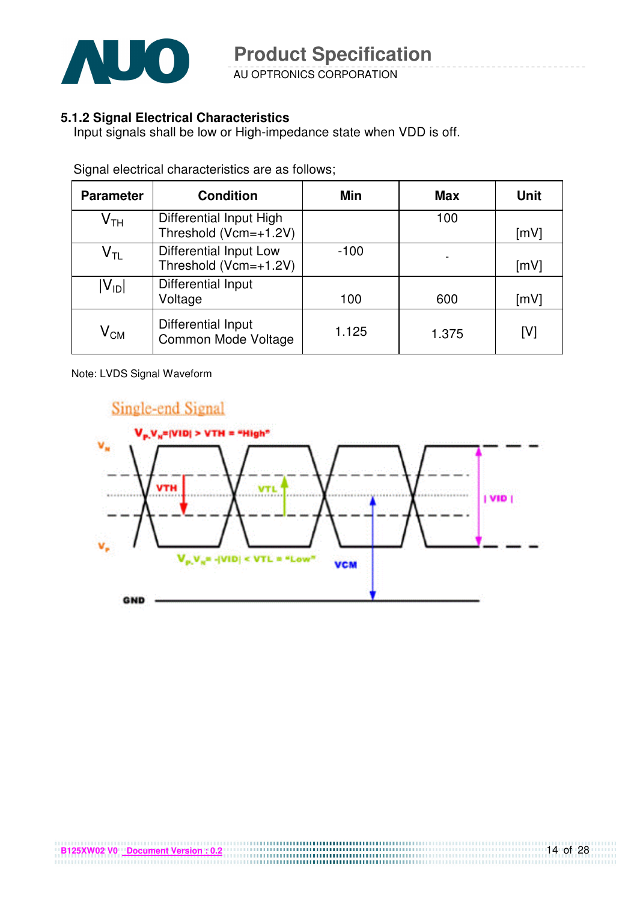### 5.1.2 Signal Electrical Characteristics

Input signals shall be low or High-impedance state when VDD is off.

Signal electrical characteristics are as follows;

| Parameter | Condition | Min | Max | Unit |
|---|---|---|---|---|
| $V_{TH}$ | Differential Input High Threshold (Vcm=+1.2V) | | 100 | [mV] |
| $V_{TL}$ | Differential Input Low Threshold (Vcm=+1.2V) | -100 | - | [mV] |
| $\|V_{ID}\|$ | Differential Input Voltage | 100 | 600 | [mV] |
| $V_{CM}$ | Differential Input Common Mode Voltage | 1.125 | 1.375 | [V] |

Note: LVDS Signal Waveform

Single-end Signal

$V_P$-$V_N$=|VID| > VTH = "High"

$V_P$-$V_N$= -|VID| < VTL = "Low"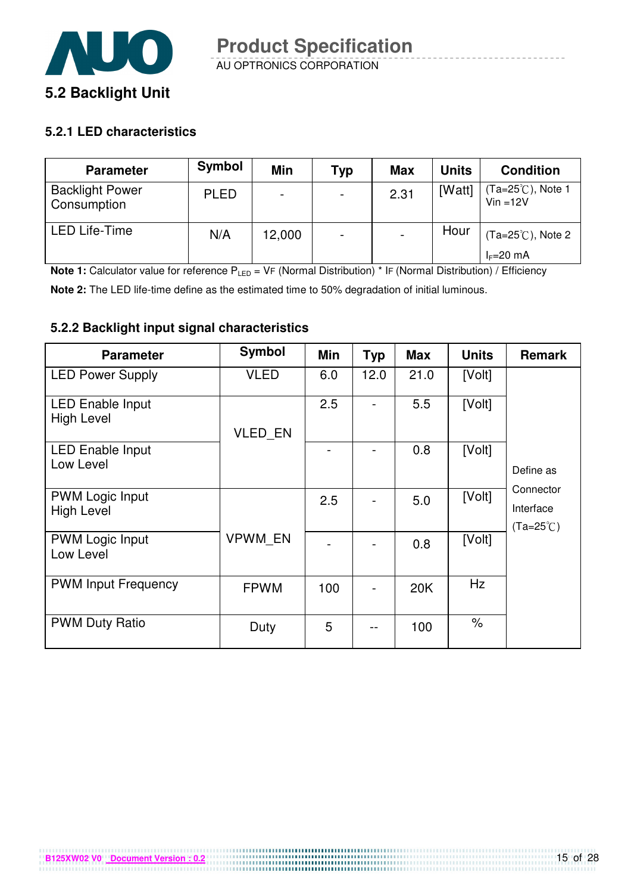## 5.2 Backlight Unit

### 5.2.1 LED characteristics

| Parameter | Symbol | Min | Typ | Max | Units | Condition |
|---|---|---|---|---|---|---|
| Backlight Power Consumption | PLED | - | - | 2.31 | [Watt] | (Ta=25℃), Note 1 Vin =12V |
| LED Life-Time | N/A | 12,000 | - | - | Hour | (Ta=25℃), Note 2 $I_F$=20 mA |

**Note 1:** Calculator value for reference $P_{LED}$ = VF (Normal Distribution) * IF (Normal Distribution) / Efficiency

**Note 2:** The LED life-time define as the estimated time to 50% degradation of initial luminous.

### 5.2.2 Backlight input signal characteristics

| Parameter | Symbol | Min | Typ | Max | Units | Remark |
|---|---|---|---|---|---|---|
| LED Power Supply | VLED | 6.0 | 12.0 | 21.0 | [Volt] | Define as Connector Interface (Ta=25℃) |
| LED Enable Input High Level | VLED_EN | 2.5 | - | 5.5 | [Volt] | |
| LED Enable Input Low Level | | - | - | 0.8 | [Volt] | |
| PWM Logic Input High Level | VPWM_EN | 2.5 | - | 5.0 | [Volt] | |
| PWM Logic Input Low Level | | - | - | 0.8 | [Volt] | |
| PWM Input Frequency | FPWM | 100 | - | 20K | Hz | |
| PWM Duty Ratio | Duty | 5 | -- | 100 | % | |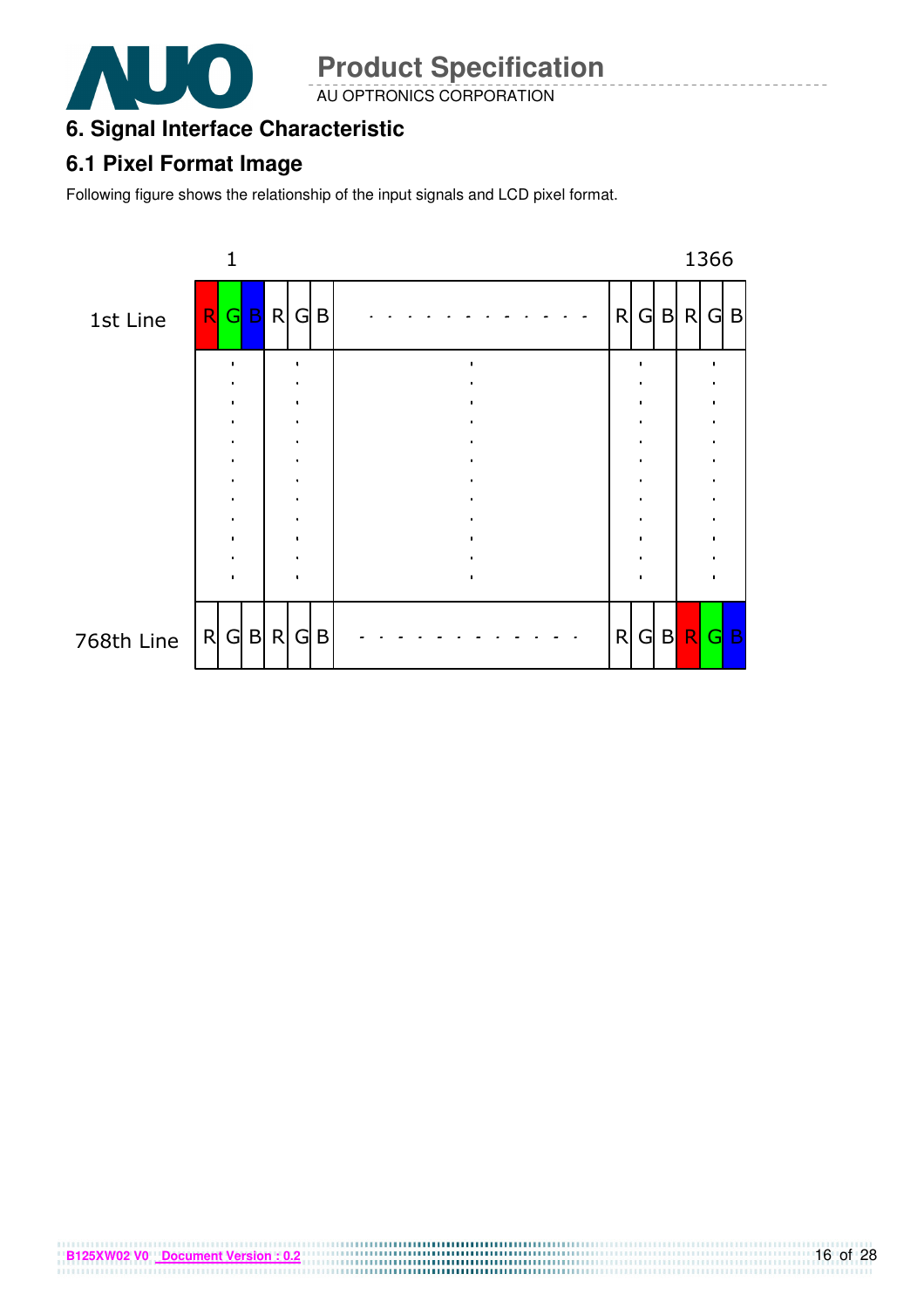## 6. Signal Interface Characteristic

### 6.1 Pixel Format Image

Following figure shows the relationship of the input signals and LCD pixel format.

|  | 1 | | | | | | | | | | | | 1366 | |
|---|---|---|---|---|---|---|---|---|---|---|---|---|---|---|
| 1st Line | R | G | B | R | G | B | - - - - - - - - - - - - | R | G | B | R | G | B |
|  | . | | | . | | | . | . | | | . | | |
| 768th Line | R | G | B | R | G | B | - - - - - - - - - - - - | R | G | B | R | G | B |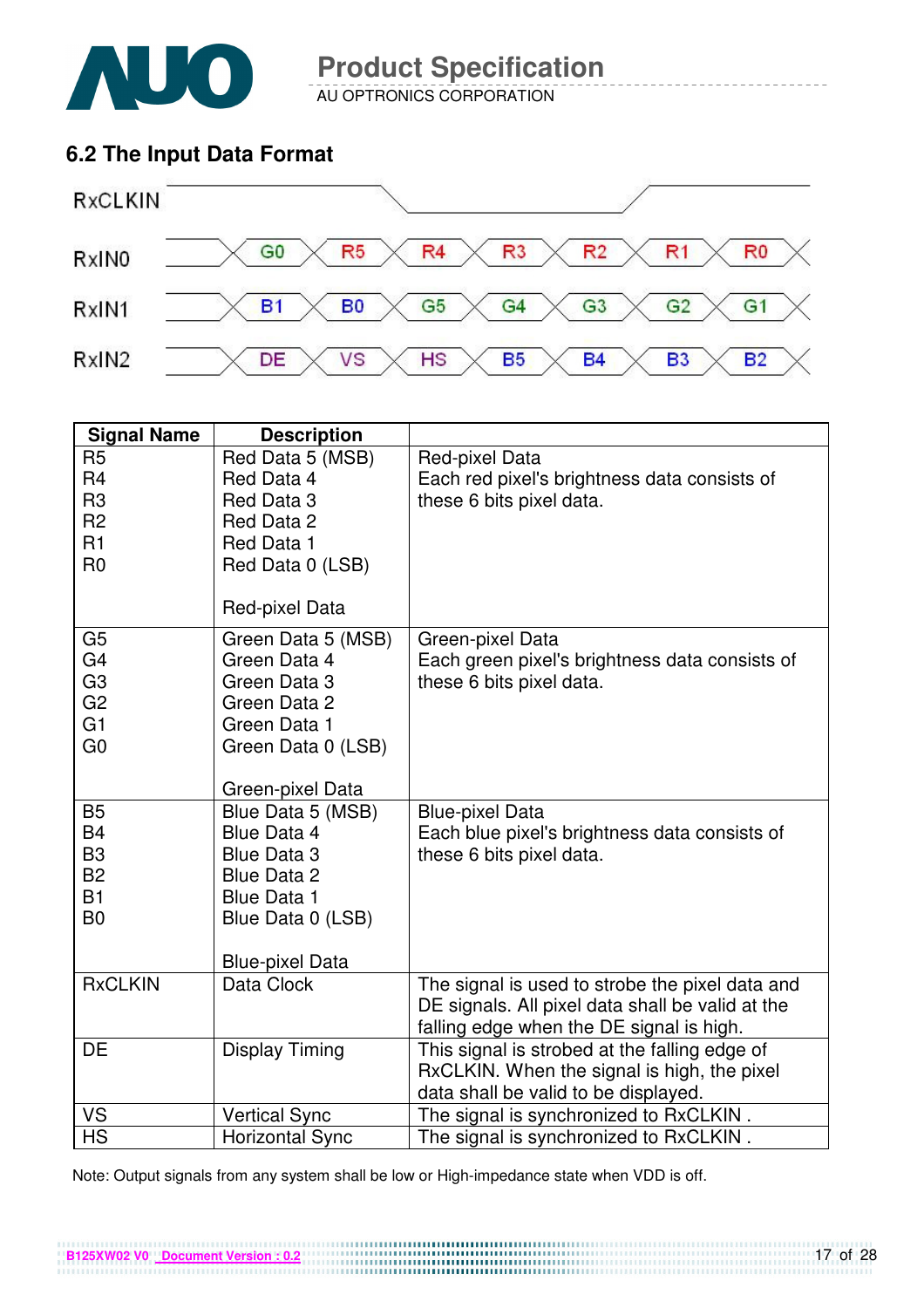## 6.2 The Input Data Format

RxCLKIN

| RxIN0 | G0 | R5 | R4 | R3 | R2 | R1 | R0 |
|---|---|---|---|---|---|---|---|
| RxIN1 | B1 | B0 | G5 | G4 | G3 | G2 | G1 |
| RxIN2 | DE | VS | HS | B5 | B4 | B3 | B2 |

| Signal Name | Description | |
|---|---|---|
| R5<br>R4<br>R3<br>R2<br>R1<br>R0 | Red Data 5 (MSB)<br>Red Data 4<br>Red Data 3<br>Red Data 2<br>Red Data 1<br>Red Data 0 (LSB)<br><br>Red-pixel Data | Red-pixel Data<br>Each red pixel's brightness data consists of these 6 bits pixel data. |
| G5<br>G4<br>G3<br>G2<br>G1<br>G0 | Green Data 5 (MSB)<br>Green Data 4<br>Green Data 3<br>Green Data 2<br>Green Data 1<br>Green Data 0 (LSB)<br><br>Green-pixel Data | Green-pixel Data<br>Each green pixel's brightness data consists of these 6 bits pixel data. |
| B5<br>B4<br>B3<br>B2<br>B1<br>B0 | Blue Data 5 (MSB)<br>Blue Data 4<br>Blue Data 3<br>Blue Data 2<br>Blue Data 1<br>Blue Data 0 (LSB)<br><br>Blue-pixel Data | Blue-pixel Data<br>Each blue pixel's brightness data consists of these 6 bits pixel data. |
| RxCLKIN | Data Clock | The signal is used to strobe the pixel data and DE signals. All pixel data shall be valid at the falling edge when the DE signal is high. |
| DE | Display Timing | This signal is strobed at the falling edge of RxCLKIN. When the signal is high, the pixel data shall be valid to be displayed. |
| VS | Vertical Sync | The signal is synchronized to RxCLKIN . |
| HS | Horizontal Sync | The signal is synchronized to RxCLKIN . |

Note: Output signals from any system shall be low or High-impedance state when VDD is off.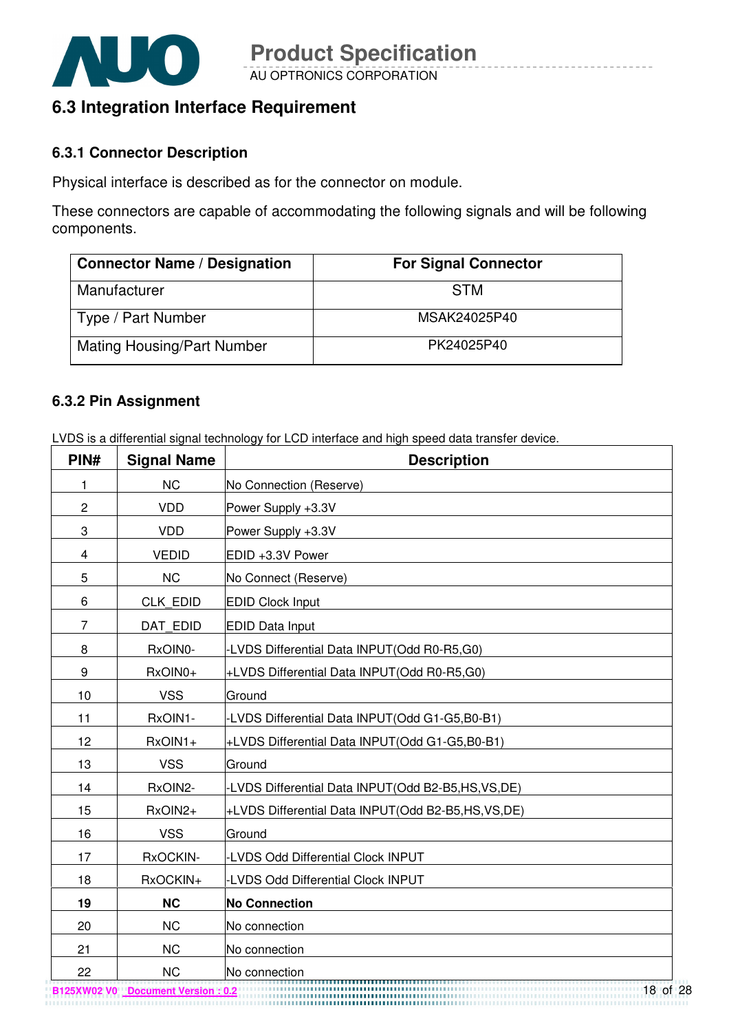## 6.3 Integration Interface Requirement

### 6.3.1 Connector Description

Physical interface is described as for the connector on module.

These connectors are capable of accommodating the following signals and will be following components.

| Connector Name / Designation | For Signal Connector |
|---|---|
| Manufacturer | STM |
| Type / Part Number | MSAK24025P40 |
| Mating Housing/Part Number | PK24025P40 |

### 6.3.2 Pin Assignment

LVDS is a differential signal technology for LCD interface and high speed data transfer device.

| PIN# | Signal Name | Description |
|---|---|---|
| 1 | NC | No Connection (Reserve) |
| 2 | VDD | Power Supply +3.3V |
| 3 | VDD | Power Supply +3.3V |
| 4 | VEDID | EDID +3.3V Power |
| 5 | NC | No Connect (Reserve) |
| 6 | CLK_EDID | EDID Clock Input |
| 7 | DAT_EDID | EDID Data Input |
| 8 | RxOIN0- | -LVDS Differential Data INPUT(Odd R0-R5,G0) |
| 9 | RxOIN0+ | +LVDS Differential Data INPUT(Odd R0-R5,G0) |
| 10 | VSS | Ground |
| 11 | RxOIN1- | -LVDS Differential Data INPUT(Odd G1-G5,B0-B1) |
| 12 | RxOIN1+ | +LVDS Differential Data INPUT(Odd G1-G5,B0-B1) |
| 13 | VSS | Ground |
| 14 | RxOIN2- | -LVDS Differential Data INPUT(Odd B2-B5,HS,VS,DE) |
| 15 | RxOIN2+ | +LVDS Differential Data INPUT(Odd B2-B5,HS,VS,DE) |
| 16 | VSS | Ground |
| 17 | RxOCKIN- | -LVDS Odd Differential Clock INPUT |
| 18 | RxOCKIN+ | -LVDS Odd Differential Clock INPUT |
| **19** | **NC** | **No Connection** |
| 20 | NC | No connection |
| 21 | NC | No connection |
| 22 | NC | No connection |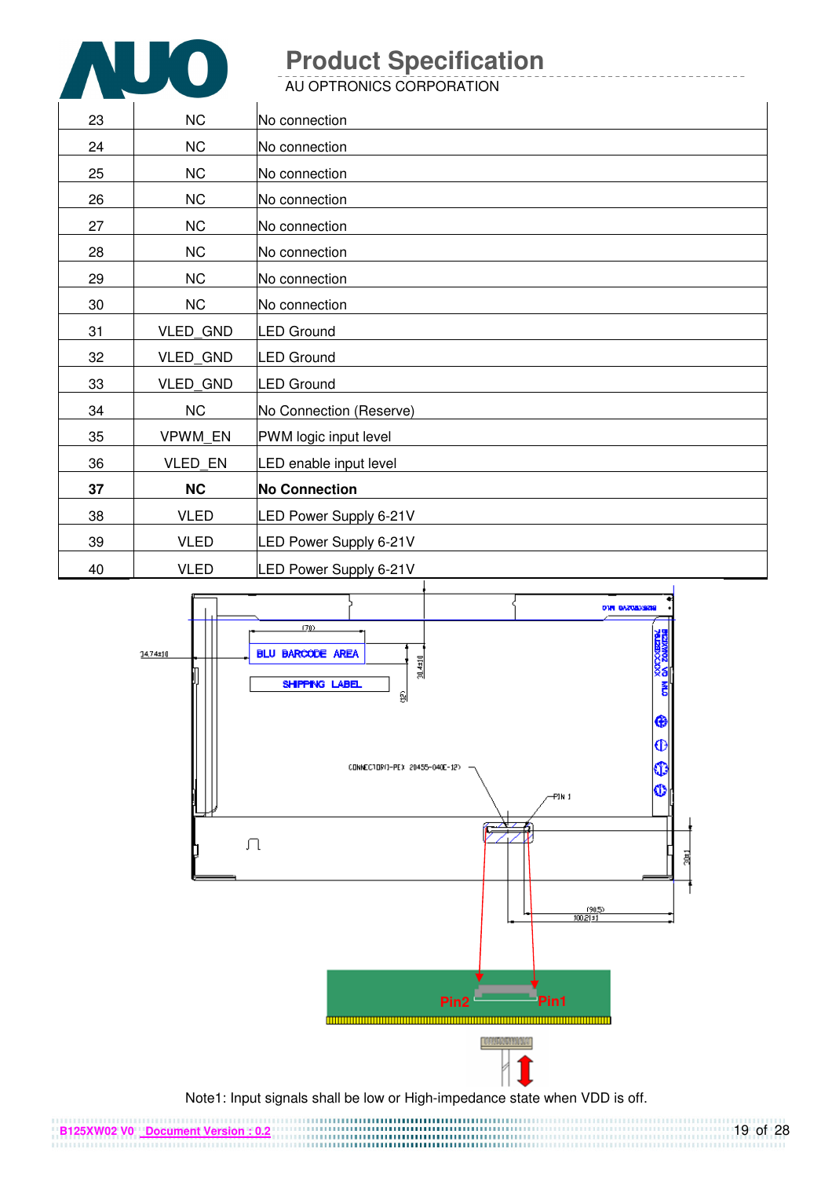| | | |
|---|---|---|
| 23 | NC | No connection |
| 24 | NC | No connection |
| 25 | NC | No connection |
| 26 | NC | No connection |
| 27 | NC | No connection |
| 28 | NC | No connection |
| 29 | NC | No connection |
| 30 | NC | No connection |
| 31 | VLED_GND | LED Ground |
| 32 | VLED_GND | LED Ground |
| 33 | VLED_GND | LED Ground |
| 34 | NC | No Connection (Reserve) |
| 35 | VPWM_EN | PWM logic input level |
| 36 | VLED_EN | LED enable input level |
| **37** | **NC** | **No Connection** |
| 38 | VLED | LED Power Supply 6-21V |
| 39 | VLED | LED Power Supply 6-21V |
| 40 | VLED | LED Power Supply 6-21V |

Note1: Input signals shall be low or High-impedance state when VDD is off.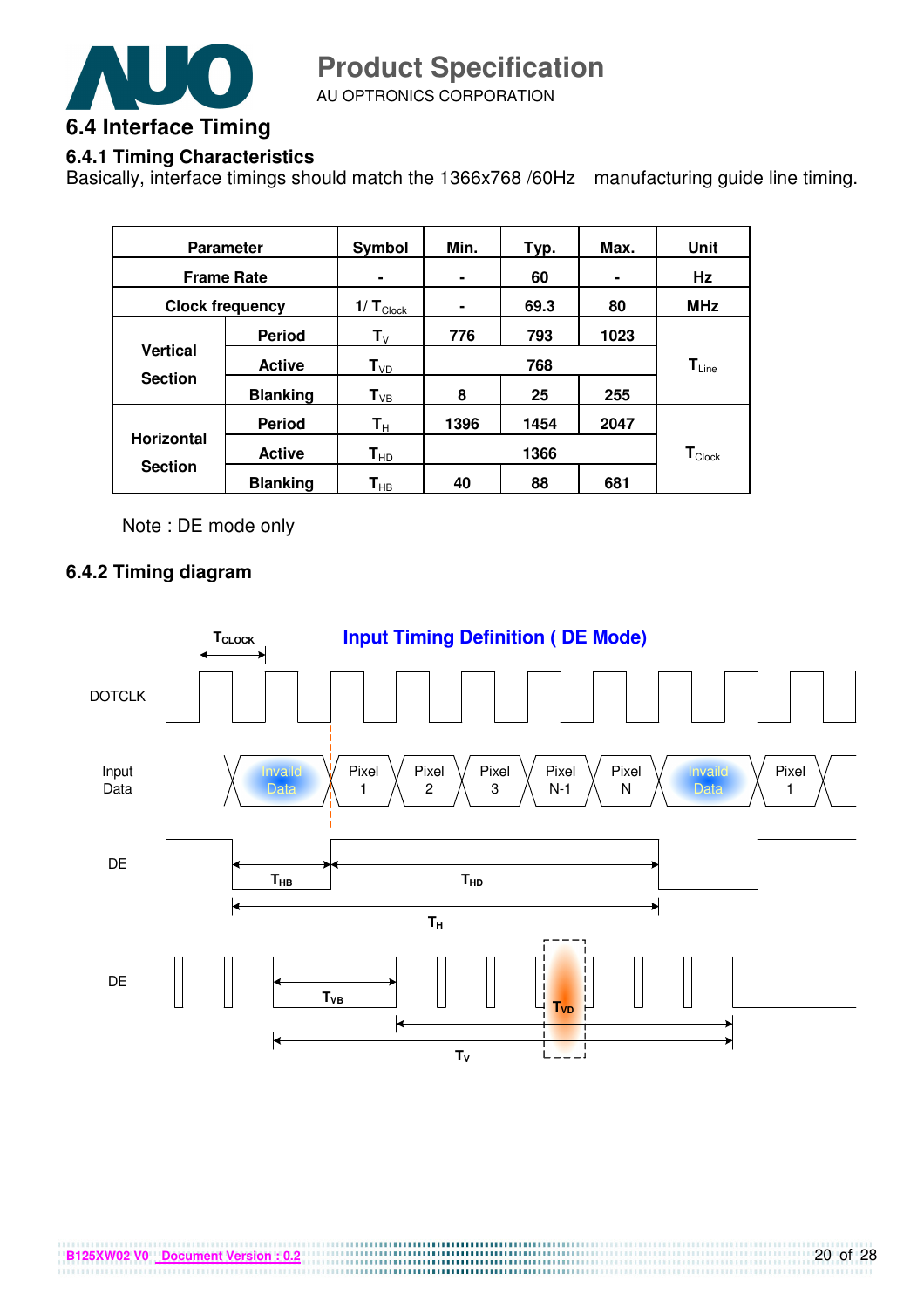## 6.4 Interface Timing

### 6.4.1 Timing Characteristics

Basically, interface timings should match the 1366x768 /60Hz manufacturing guide line timing.

| Parameter | | Symbol | Min. | Typ. | Max. | Unit |
|---|---|---|---|---|---|---|
| Frame Rate | | - | - | 60 | - | Hz |
| Clock frequency | | $1/T_{Clock}$ | - | 69.3 | 80 | MHz |
| Vertical Section | Period | $T_V$ | 776 | 793 | 1023 | $T_{Line}$ |
| | Active | $T_{VD}$ | | 768 | | |
| | Blanking | $T_{VB}$ | 8 | 25 | 255 | |
| Horizontal Section | Period | $T_H$ | 1396 | 1454 | 2047 | $T_{Clock}$ |
| | Active | $T_{HD}$ | | 1366 | | |
| | Blanking | $T_{HB}$ | 40 | 88 | 681 | |

Note : DE mode only

### 6.4.2 Timing diagram

**Input Timing Definition ( DE Mode)**

$T_{CLOCK}$

DOTCLK

Input Data: Invaild Data | Pixel 1 | Pixel 2 | Pixel 3 | Pixel N-1 | Pixel N | Invaild Data | Pixel 1

DE: $T_{HB}$, $T_{HD}$, $T_H$

DE: $T_{VB}$, $T_{VD}$, $T_V$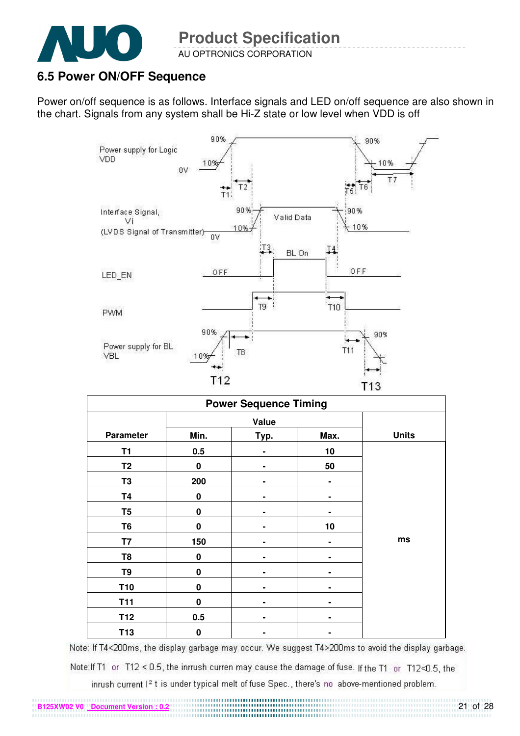## 6.5 Power ON/OFF Sequence

Power on/off sequence is as follows. Interface signals and LED on/off sequence are also shown in the chart. Signals from any system shall be Hi-Z state or low level when VDD is off

Power supply for Logic VDD

Interface Signal, Vi (LVDS Signal of Transmitter)

LED_EN

PWM

Power supply for BL VBL

| Power Sequence Timing | | | | |
|---|---|---|---|---|
| Parameter | Value | | | Units |
| | Min. | Typ. | Max. | |
| T1 | 0.5 | - | 10 | ms |
| T2 | 0 | - | 50 | |
| T3 | 200 | - | - | |
| T4 | 0 | - | - | |
| T5 | 0 | - | - | |
| T6 | 0 | - | 10 | |
| T7 | 150 | - | - | |
| T8 | 0 | - | - | |
| T9 | 0 | - | - | |
| T10 | 0 | - | - | |
| T11 | 0 | - | - | |
| T12 | 0.5 | - | - | |
| T13 | 0 | - | - | |

Note: If T4<200ms, the display garbage may occur. We suggest T4>200ms to avoid the display garbage.

Note:If T1 or T12 < 0.5, the inrrush curren may cause the damage of fuse. If the T1 or T12<0.5, the inrush current $I^2$ t is under typical melt of fuse Spec., there's no above-mentioned problem.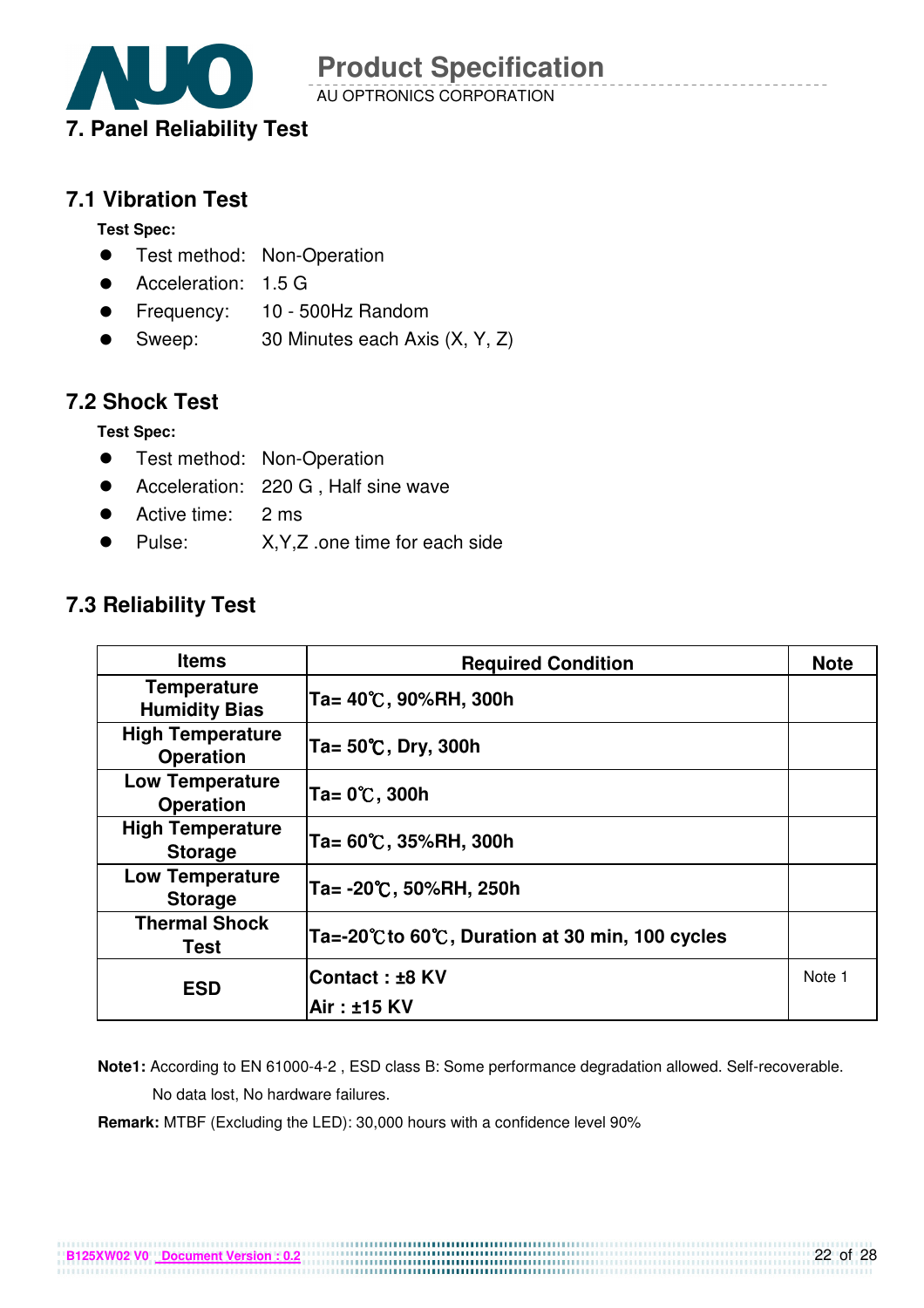# 7. Panel Reliability Test

## 7.1 Vibration Test

**Test Spec:**

- Test method: Non-Operation
- Acceleration: 1.5 G
- Frequency: 10 - 500Hz Random
- Sweep: 30 Minutes each Axis (X, Y, Z)

## 7.2 Shock Test

**Test Spec:**

- Test method: Non-Operation
- Acceleration: 220 G , Half sine wave
- Active time: 2 ms
- Pulse: X,Y,Z .one time for each side

## 7.3 Reliability Test

| Items | Required Condition | Note |
|---|---|---|
| Temperature Humidity Bias | Ta= 40℃, 90%RH, 300h | |
| High Temperature Operation | Ta= 50℃, Dry, 300h | |
| Low Temperature Operation | Ta= 0℃, 300h | |
| High Temperature Storage | Ta= 60℃, 35%RH, 300h | |
| Low Temperature Storage | Ta= -20℃, 50%RH, 250h | |
| Thermal Shock Test | Ta=-20℃to 60℃, Duration at 30 min, 100 cycles | |
| ESD | Contact : ±8 KV<br>Air : ±15 KV | Note 1 |

**Note1:** According to EN 61000-4-2 , ESD class B: Some performance degradation allowed. Self-recoverable. No data lost, No hardware failures.

**Remark:** MTBF (Excluding the LED): 30,000 hours with a confidence level 90%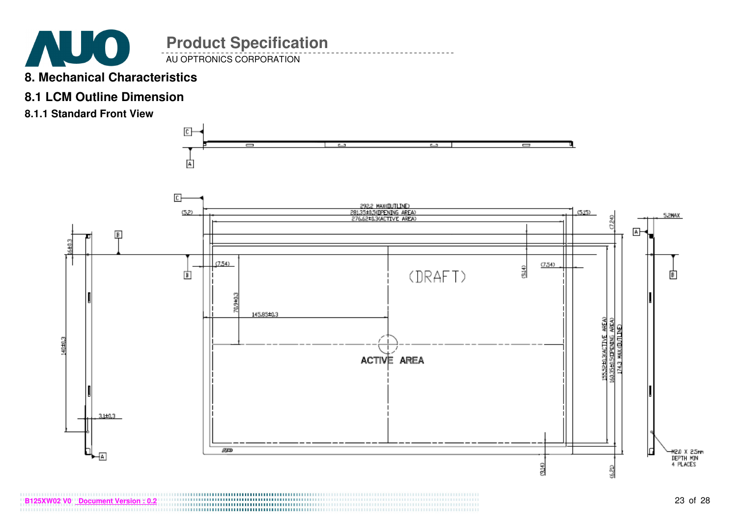## 8. Mechanical Characteristics

### 8.1 LCM Outline Dimension

#### 8.1.1 Standard Front View

292.2 MAX(OUTLINE)

281.35±0.5(OPENING AREA)

276.62±0.3(ACTIVE AREA)

(5.2) (5.15) (7.24)

5.2MAX

(7.54) (7.54) (9.14)

(DRAFT)

70.9±0.3

145.85±0.3

ACTIVE AREA

16±0.3

140±0.3

3.1±0.3

155.52±0.3(ACTIVE AREA)

160.35±0.5(OPENING AREA)

174.3 MAX(OUTLINE)

M2.0 X 2.5mm DEPTH MIN 4 PLACES

(9.14) (6.21)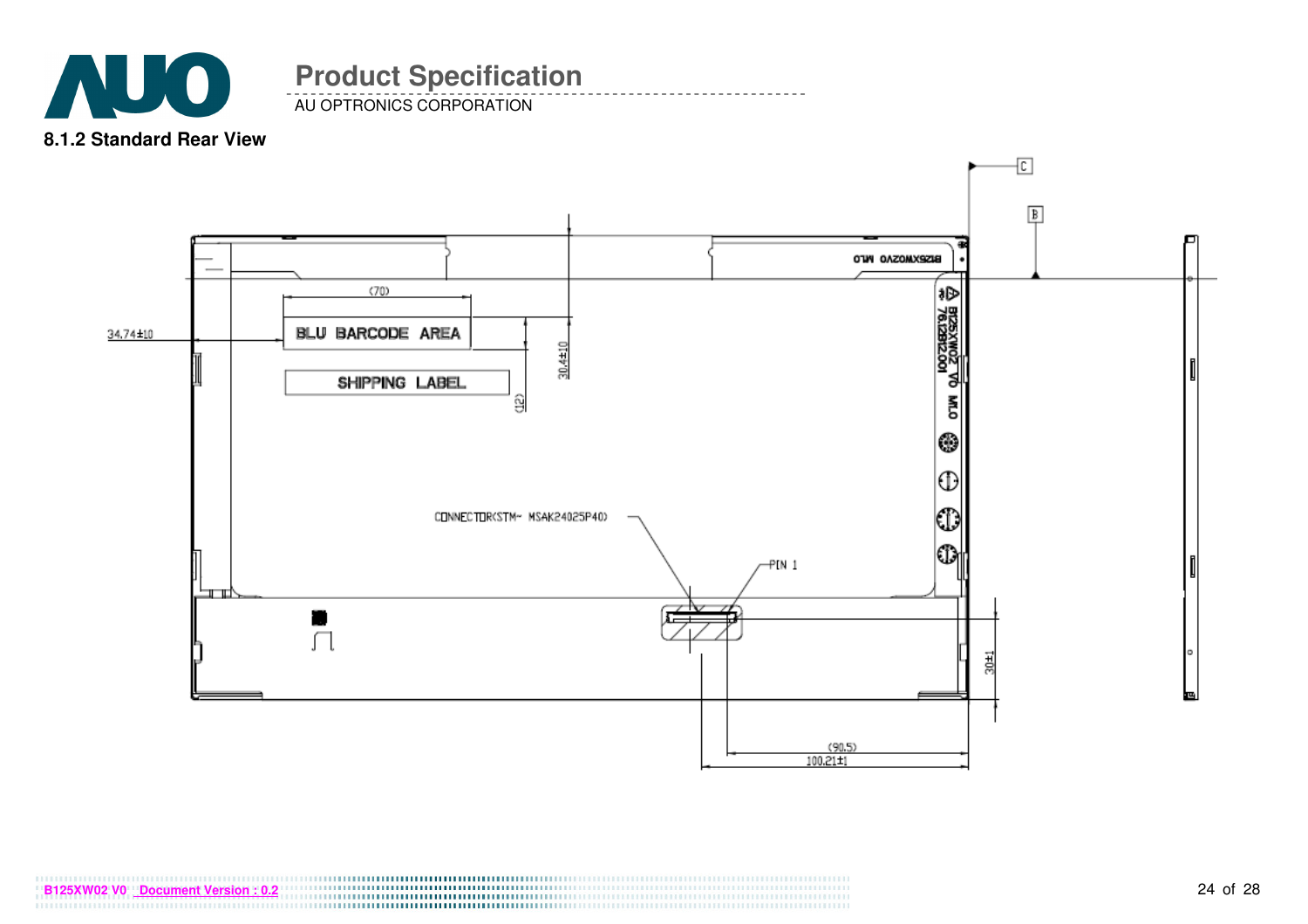## 8.1.2 Standard Rear View

BLU BARCODE AREA

SHIPPING LABEL

(70)

34.74±10

30.4±10

(12)

CONNECTOR(STM- MSAK24025P40)

PIN 1

30±1

(90.5)

100.21±1

B125XW02 V0 M.LO

C

B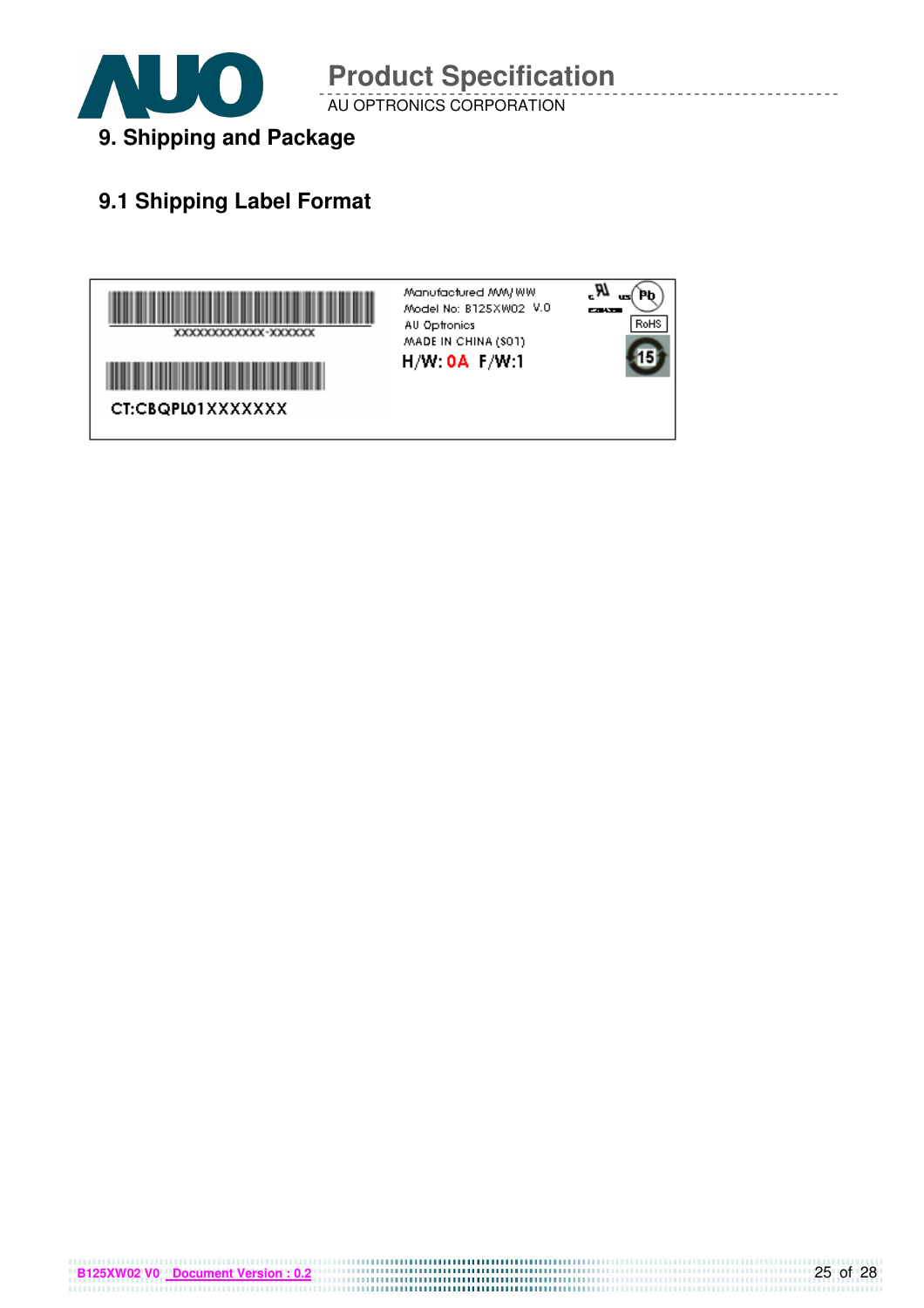## 9. Shipping and Package

### 9.1 Shipping Label Format

XXXXXXXXXXXX-XXXXXX

CT:CBQPL01XXXXXXX

Manufactured MM/WW
Model No: B125XW02 V.0
AU Optronics
MADE IN CHINA (S01)
H/W: 0A F/W:1

Pb
RoHS
15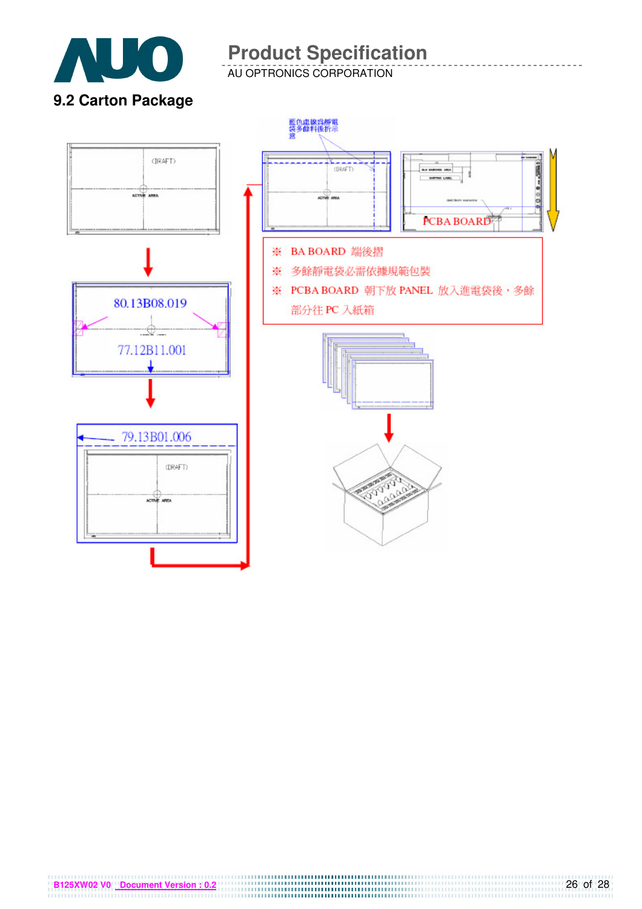## 9.2 Carton Package

藍色虛線爲靜電袋多餘料後折示意

(DRAFT)

ACTIVE AREA

PCBA BOARD

80.13B08.019

77.12B11.001

79.13B01.006

※ BA BOARD 端後摺

※ 多餘靜電袋必需依據規範包裝

※ PCBA BOARD 朝下放 PANEL 放入進電袋後，多餘部分往 PC 入紙箱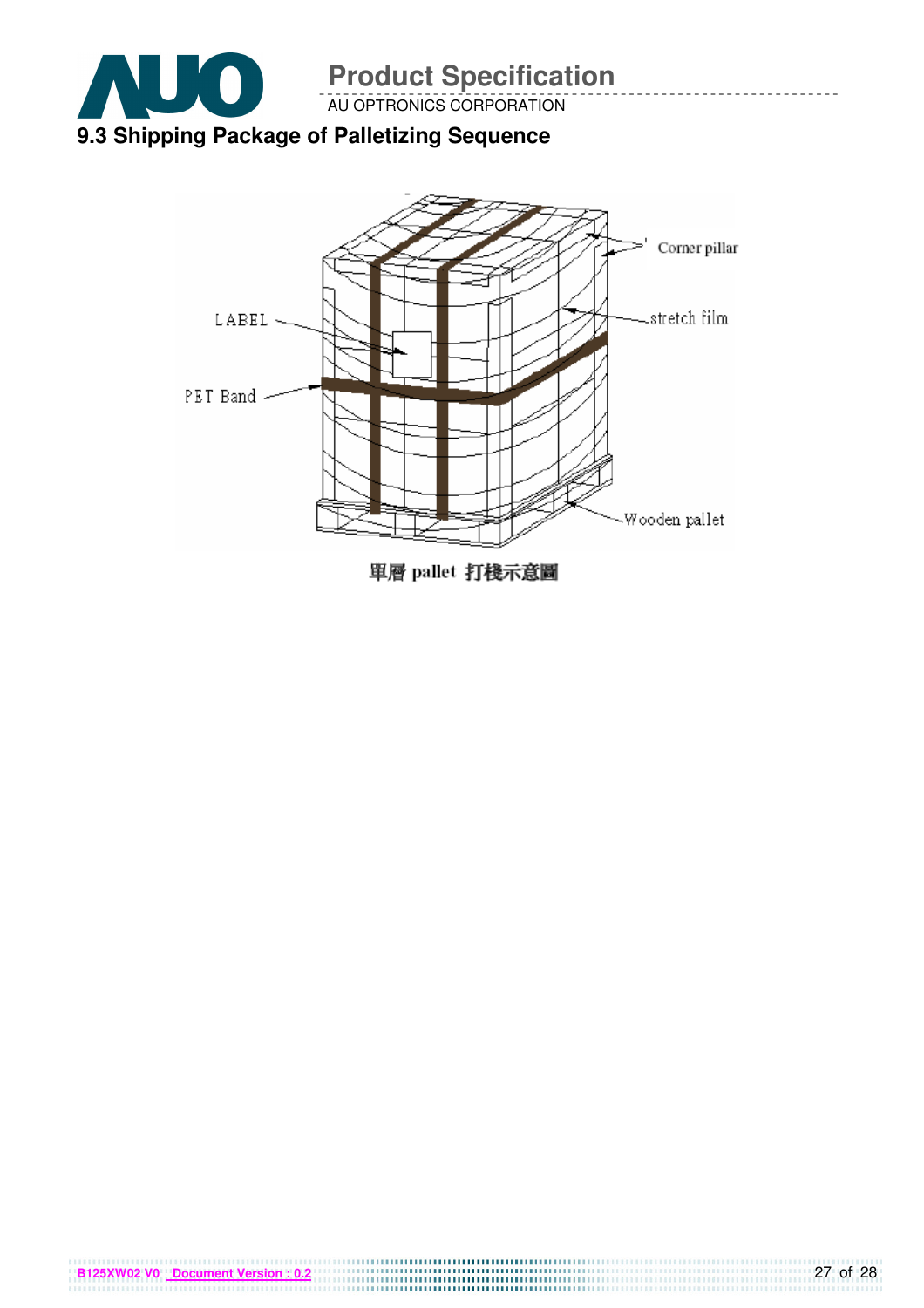## 9.3 Shipping Package of Palletizing Sequence

Corner pillar

stretch film

LABEL

PET Band

Wooden pallet

單層 pallet 打棧示意圖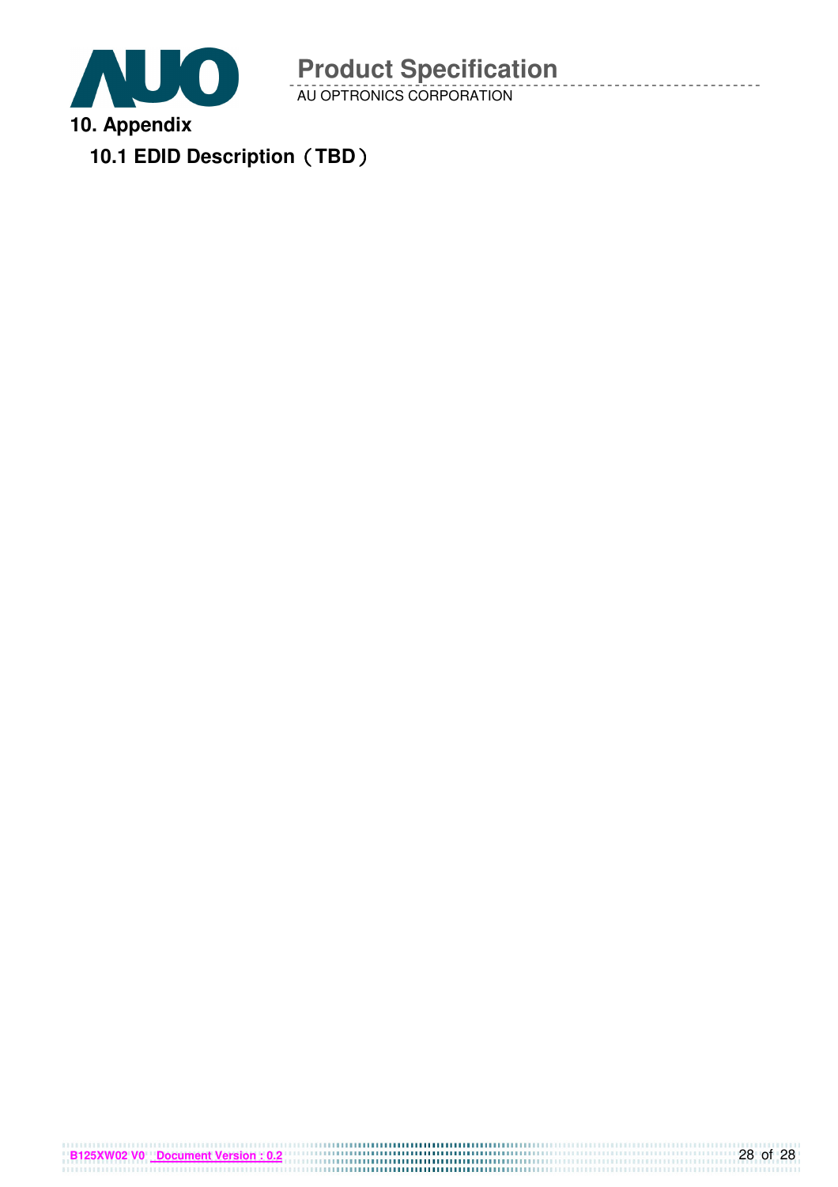# 10. Appendix

## 10.1 EDID Description（TBD）